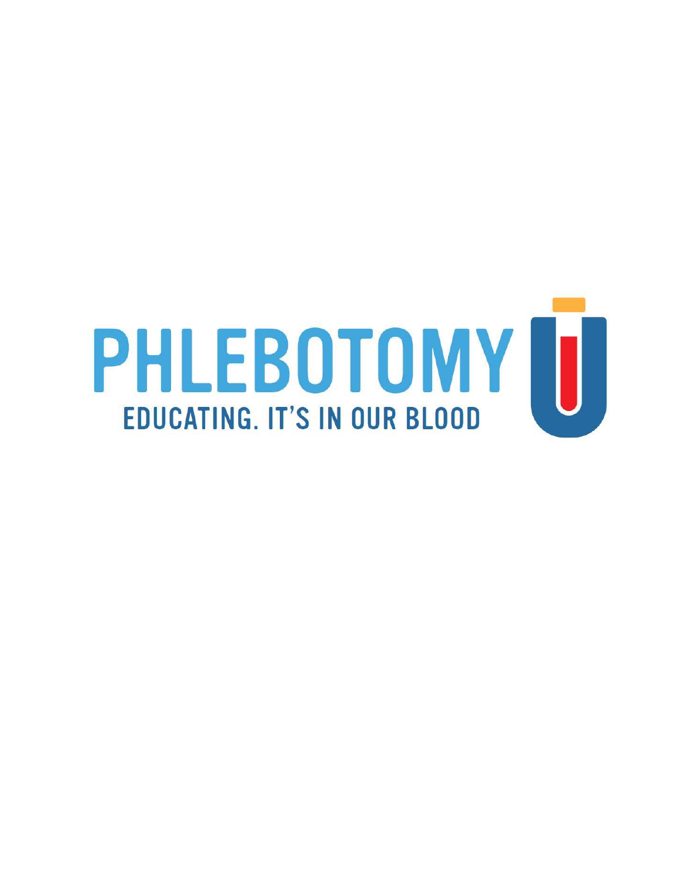# PHLEBOTOMY U

EDUCATING. IT'S IN OUR BLOOD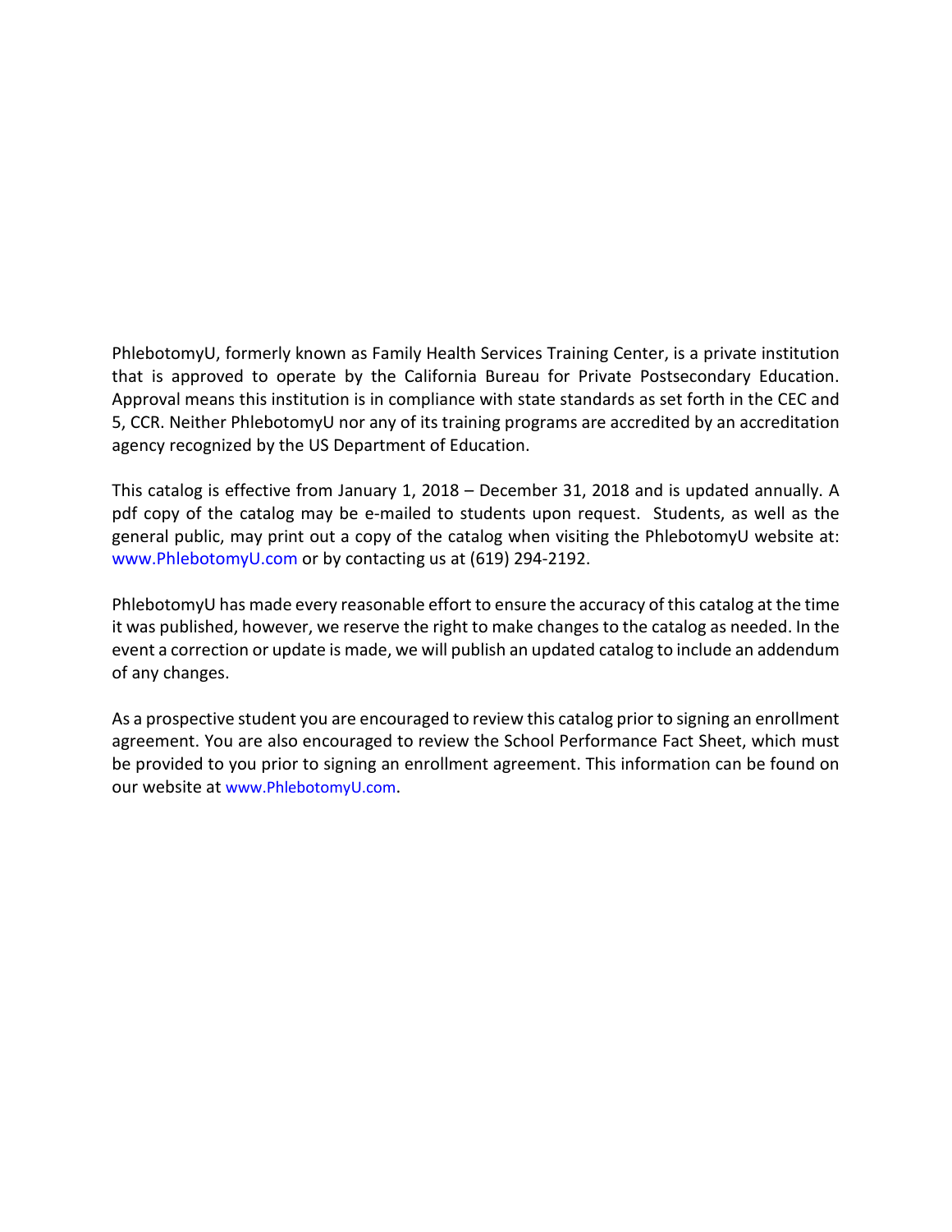PhlebotomyU, formerly known as Family Health Services Training Center, is a private institution that is approved to operate by the California Bureau for Private Postsecondary Education. Approval means this institution is in compliance with state standards as set forth in the CEC and 5, CCR. Neither PhlebotomyU nor any of its training programs are accredited by an accreditation agency recognized by the US Department of Education.

This catalog is effective from January 1, 2018 – December 31, 2018 and is updated annually. A pdf copy of the catalog may be e-mailed to students upon request. Students, as well as the general public, may print out a copy of the catalog when visiting the PhlebotomyU website at: www.PhlebotomyU.com or by contacting us at (619) 294-2192.

PhlebotomyU has made every reasonable effort to ensure the accuracy of this catalog at the time it was published, however, we reserve the right to make changes to the catalog as needed. In the event a correction or update is made, we will publish an updated catalog to include an addendum of any changes.

As a prospective student you are encouraged to review this catalog prior to signing an enrollment agreement. You are also encouraged to review the School Performance Fact Sheet, which must be provided to you prior to signing an enrollment agreement. This information can be found on our website at www.PhlebotomyU.com.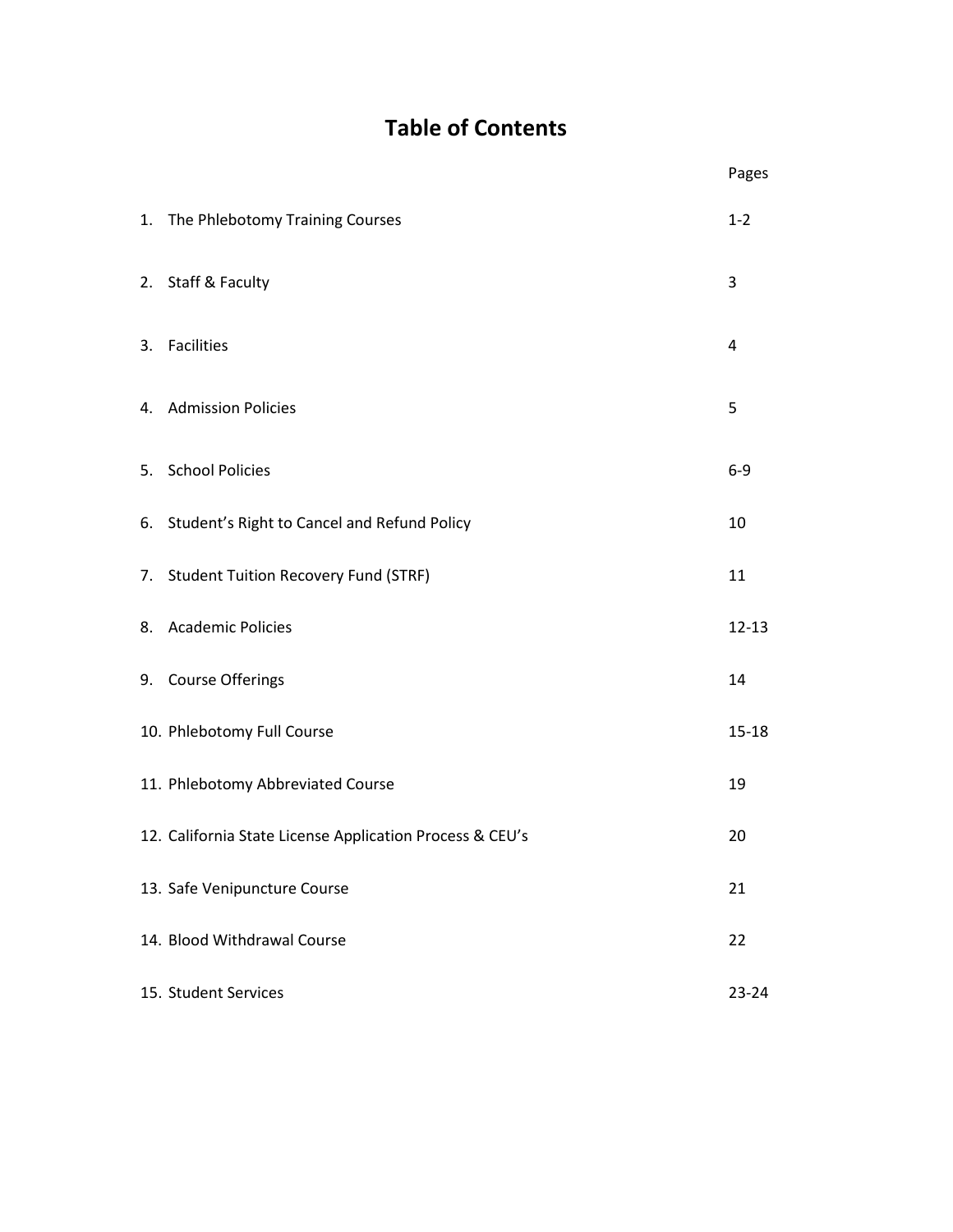# Table of Contents

| | Pages |
|---|---|
| 1. The Phlebotomy Training Courses | 1-2 |
| 2. Staff & Faculty | 3 |
| 3. Facilities | 4 |
| 4. Admission Policies | 5 |
| 5. School Policies | 6-9 |
| 6. Student's Right to Cancel and Refund Policy | 10 |
| 7. Student Tuition Recovery Fund (STRF) | 11 |
| 8. Academic Policies | 12-13 |
| 9. Course Offerings | 14 |
| 10. Phlebotomy Full Course | 15-18 |
| 11. Phlebotomy Abbreviated Course | 19 |
| 12. California State License Application Process & CEU's | 20 |
| 13. Safe Venipuncture Course | 21 |
| 14. Blood Withdrawal Course | 22 |
| 15. Student Services | 23-24 |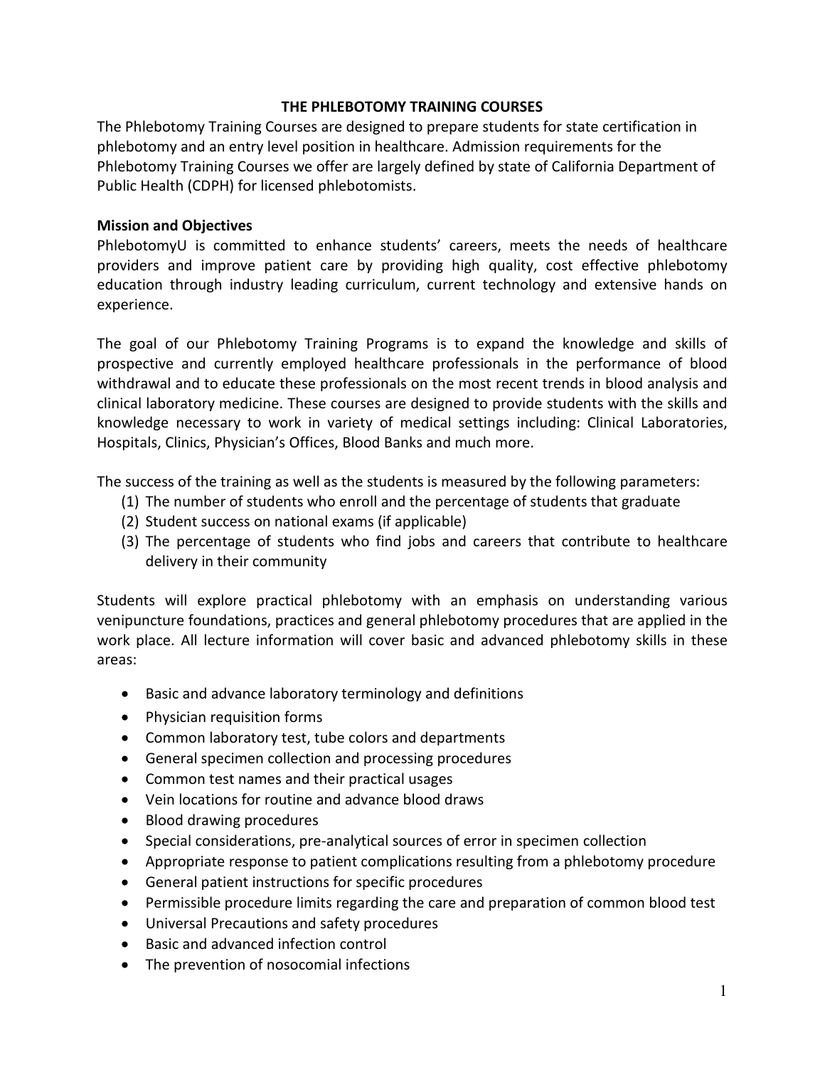# THE PHLEBOTOMY TRAINING COURSES

The Phlebotomy Training Courses are designed to prepare students for state certification in phlebotomy and an entry level position in healthcare. Admission requirements for the Phlebotomy Training Courses we offer are largely defined by state of California Department of Public Health (CDPH) for licensed phlebotomists.

## Mission and Objectives

PhlebotomyU is committed to enhance students' careers, meets the needs of healthcare providers and improve patient care by providing high quality, cost effective phlebotomy education through industry leading curriculum, current technology and extensive hands on experience.

The goal of our Phlebotomy Training Programs is to expand the knowledge and skills of prospective and currently employed healthcare professionals in the performance of blood withdrawal and to educate these professionals on the most recent trends in blood analysis and clinical laboratory medicine. These courses are designed to provide students with the skills and knowledge necessary to work in variety of medical settings including: Clinical Laboratories, Hospitals, Clinics, Physician's Offices, Blood Banks and much more.

The success of the training as well as the students is measured by the following parameters:

1. The number of students who enroll and the percentage of students that graduate
2. Student success on national exams (if applicable)
3. The percentage of students who find jobs and careers that contribute to healthcare delivery in their community

Students will explore practical phlebotomy with an emphasis on understanding various venipuncture foundations, practices and general phlebotomy procedures that are applied in the work place. All lecture information will cover basic and advanced phlebotomy skills in these areas:

- Basic and advance laboratory terminology and definitions
- Physician requisition forms
- Common laboratory test, tube colors and departments
- General specimen collection and processing procedures
- Common test names and their practical usages
- Vein locations for routine and advance blood draws
- Blood drawing procedures
- Special considerations, pre-analytical sources of error in specimen collection
- Appropriate response to patient complications resulting from a phlebotomy procedure
- General patient instructions for specific procedures
- Permissible procedure limits regarding the care and preparation of common blood test
- Universal Precautions and safety procedures
- Basic and advanced infection control
- The prevention of nosocomial infections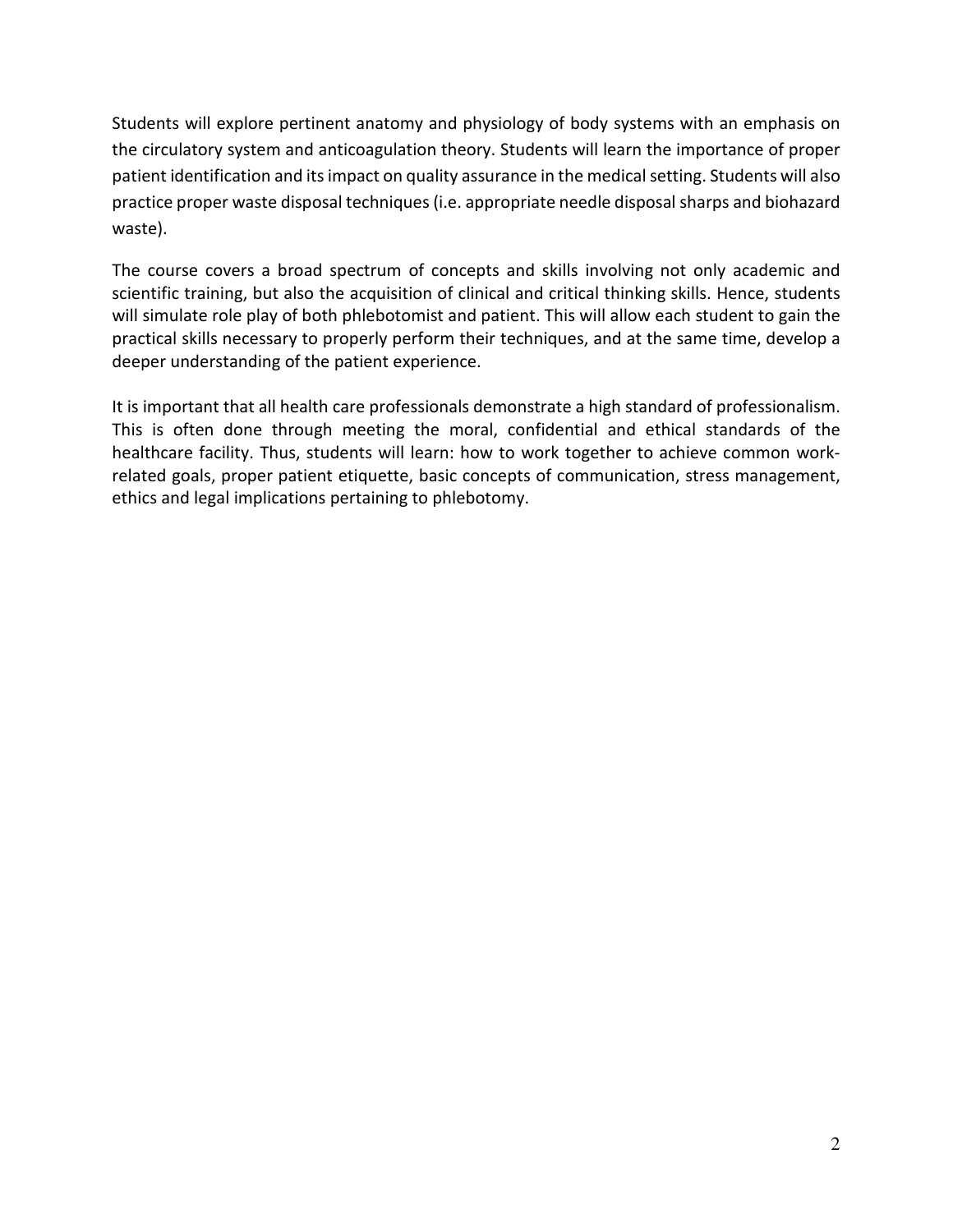Students will explore pertinent anatomy and physiology of body systems with an emphasis on the circulatory system and anticoagulation theory. Students will learn the importance of proper patient identification and its impact on quality assurance in the medical setting. Students will also practice proper waste disposal techniques (i.e. appropriate needle disposal sharps and biohazard waste).

The course covers a broad spectrum of concepts and skills involving not only academic and scientific training, but also the acquisition of clinical and critical thinking skills. Hence, students will simulate role play of both phlebotomist and patient. This will allow each student to gain the practical skills necessary to properly perform their techniques, and at the same time, develop a deeper understanding of the patient experience.

It is important that all health care professionals demonstrate a high standard of professionalism. This is often done through meeting the moral, confidential and ethical standards of the healthcare facility. Thus, students will learn: how to work together to achieve common work-related goals, proper patient etiquette, basic concepts of communication, stress management, ethics and legal implications pertaining to phlebotomy.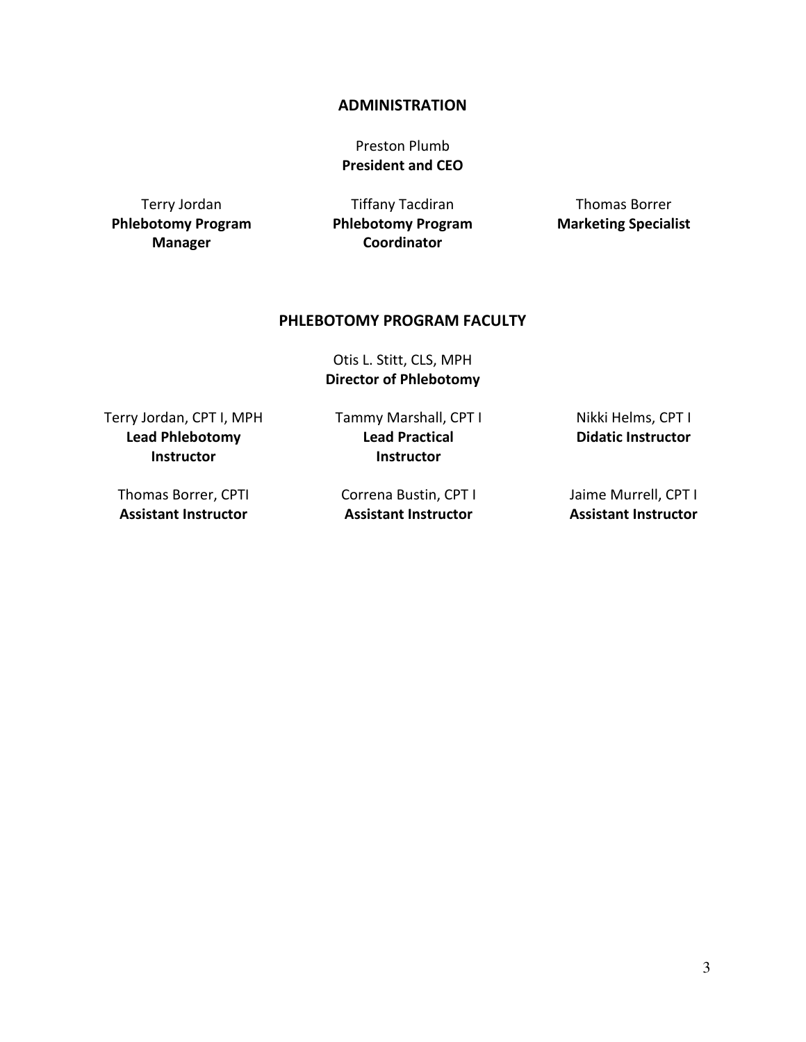## ADMINISTRATION

Preston Plumb
**President and CEO**

Terry Jordan
**Phlebotomy Program Manager**

Tiffany Tacdiran
**Phlebotomy Program Coordinator**

Thomas Borrer
**Marketing Specialist**

## PHLEBOTOMY PROGRAM FACULTY

Otis L. Stitt, CLS, MPH
**Director of Phlebotomy**

Terry Jordan, CPT I, MPH
**Lead Phlebotomy Instructor**

Tammy Marshall, CPT I
**Lead Practical Instructor**

Nikki Helms, CPT I
**Didatic Instructor**

Thomas Borrer, CPTI
**Assistant Instructor**

Correna Bustin, CPT I
**Assistant Instructor**

Jaime Murrell, CPT I
**Assistant Instructor**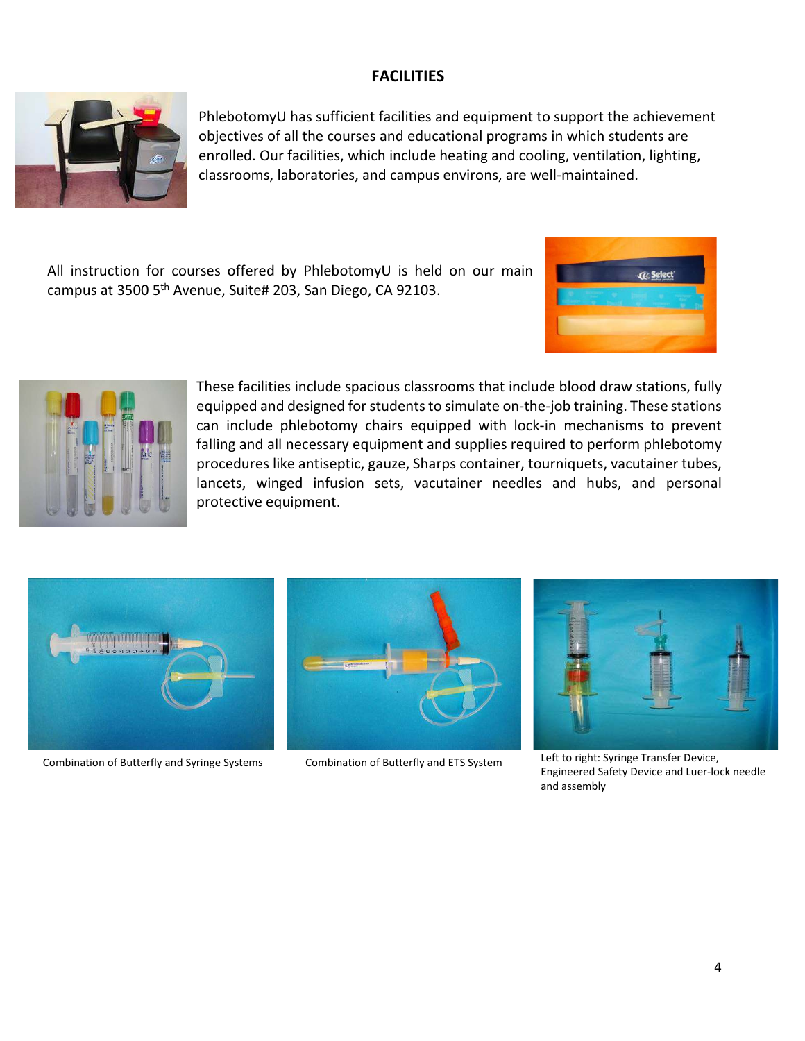# FACILITIES

PhlebotomyU has sufficient facilities and equipment to support the achievement objectives of all the courses and educational programs in which students are enrolled. Our facilities, which include heating and cooling, ventilation, lighting, classrooms, laboratories, and campus environs, are well-maintained.

All instruction for courses offered by PhlebotomyU is held on our main campus at 3500 5th Avenue, Suite# 203, San Diego, CA 92103.

These facilities include spacious classrooms that include blood draw stations, fully equipped and designed for students to simulate on-the-job training. These stations can include phlebotomy chairs equipped with lock-in mechanisms to prevent falling and all necessary equipment and supplies required to perform phlebotomy procedures like antiseptic, gauze, Sharps container, tourniquets, vacutainer tubes, lancets, winged infusion sets, vacutainer needles and hubs, and personal protective equipment.

Combination of Butterfly and Syringe Systems

Combination of Butterfly and ETS System

Left to right: Syringe Transfer Device, Engineered Safety Device and Luer-lock needle and assembly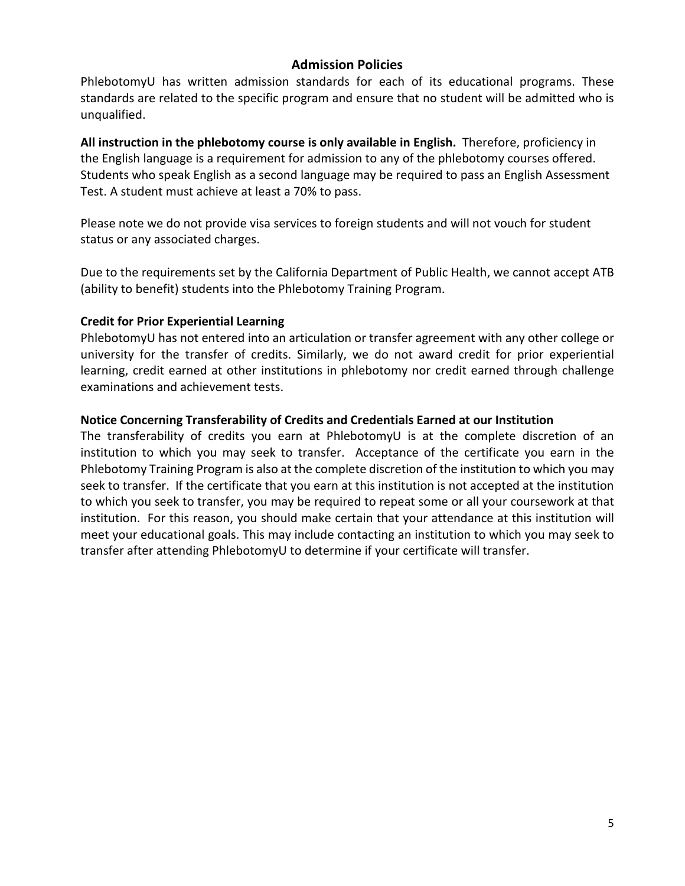## Admission Policies

PhlebotomyU has written admission standards for each of its educational programs. These standards are related to the specific program and ensure that no student will be admitted who is unqualified.

**All instruction in the phlebotomy course is only available in English.** Therefore, proficiency in the English language is a requirement for admission to any of the phlebotomy courses offered. Students who speak English as a second language may be required to pass an English Assessment Test. A student must achieve at least a 70% to pass.

Please note we do not provide visa services to foreign students and will not vouch for student status or any associated charges.

Due to the requirements set by the California Department of Public Health, we cannot accept ATB (ability to benefit) students into the Phlebotomy Training Program.

### Credit for Prior Experiential Learning

PhlebotomyU has not entered into an articulation or transfer agreement with any other college or university for the transfer of credits. Similarly, we do not award credit for prior experiential learning, credit earned at other institutions in phlebotomy nor credit earned through challenge examinations and achievement tests.

### Notice Concerning Transferability of Credits and Credentials Earned at our Institution

The transferability of credits you earn at PhlebotomyU is at the complete discretion of an institution to which you may seek to transfer. Acceptance of the certificate you earn in the Phlebotomy Training Program is also at the complete discretion of the institution to which you may seek to transfer. If the certificate that you earn at this institution is not accepted at the institution to which you seek to transfer, you may be required to repeat some or all your coursework at that institution. For this reason, you should make certain that your attendance at this institution will meet your educational goals. This may include contacting an institution to which you may seek to transfer after attending PhlebotomyU to determine if your certificate will transfer.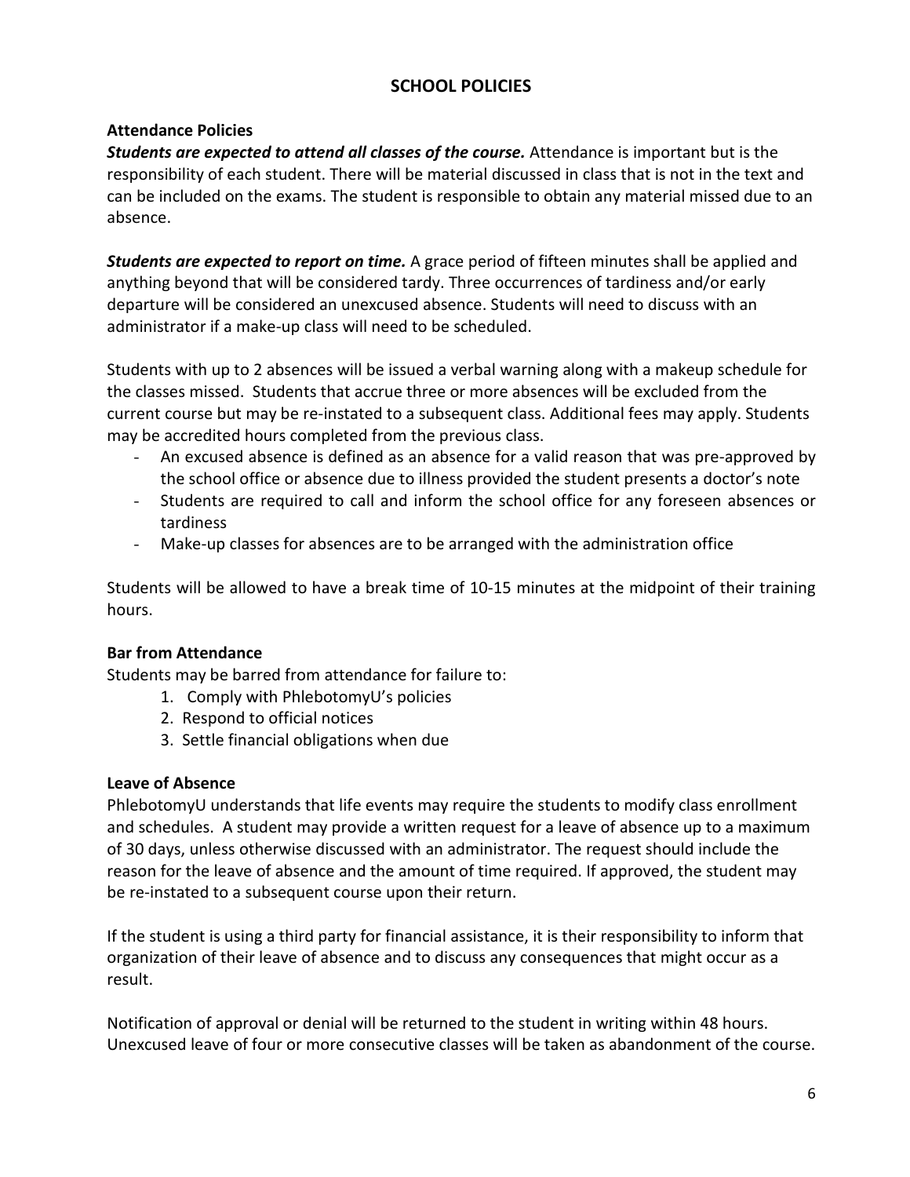## SCHOOL POLICIES

### Attendance Policies

***Students are expected to attend all classes of the course.*** Attendance is important but is the responsibility of each student. There will be material discussed in class that is not in the text and can be included on the exams. The student is responsible to obtain any material missed due to an absence.

***Students are expected to report on time.*** A grace period of fifteen minutes shall be applied and anything beyond that will be considered tardy. Three occurrences of tardiness and/or early departure will be considered an unexcused absence. Students will need to discuss with an administrator if a make-up class will need to be scheduled.

Students with up to 2 absences will be issued a verbal warning along with a makeup schedule for the classes missed. Students that accrue three or more absences will be excluded from the current course but may be re-instated to a subsequent class. Additional fees may apply. Students may be accredited hours completed from the previous class.

- An excused absence is defined as an absence for a valid reason that was pre-approved by the school office or absence due to illness provided the student presents a doctor's note
- Students are required to call and inform the school office for any foreseen absences or tardiness
- Make-up classes for absences are to be arranged with the administration office

Students will be allowed to have a break time of 10-15 minutes at the midpoint of their training hours.

### Bar from Attendance

Students may be barred from attendance for failure to:

1. Comply with PhlebotomyU's policies
2. Respond to official notices
3. Settle financial obligations when due

### Leave of Absence

PhlebotomyU understands that life events may require the students to modify class enrollment and schedules. A student may provide a written request for a leave of absence up to a maximum of 30 days, unless otherwise discussed with an administrator. The request should include the reason for the leave of absence and the amount of time required. If approved, the student may be re-instated to a subsequent course upon their return.

If the student is using a third party for financial assistance, it is their responsibility to inform that organization of their leave of absence and to discuss any consequences that might occur as a result.

Notification of approval or denial will be returned to the student in writing within 48 hours. Unexcused leave of four or more consecutive classes will be taken as abandonment of the course.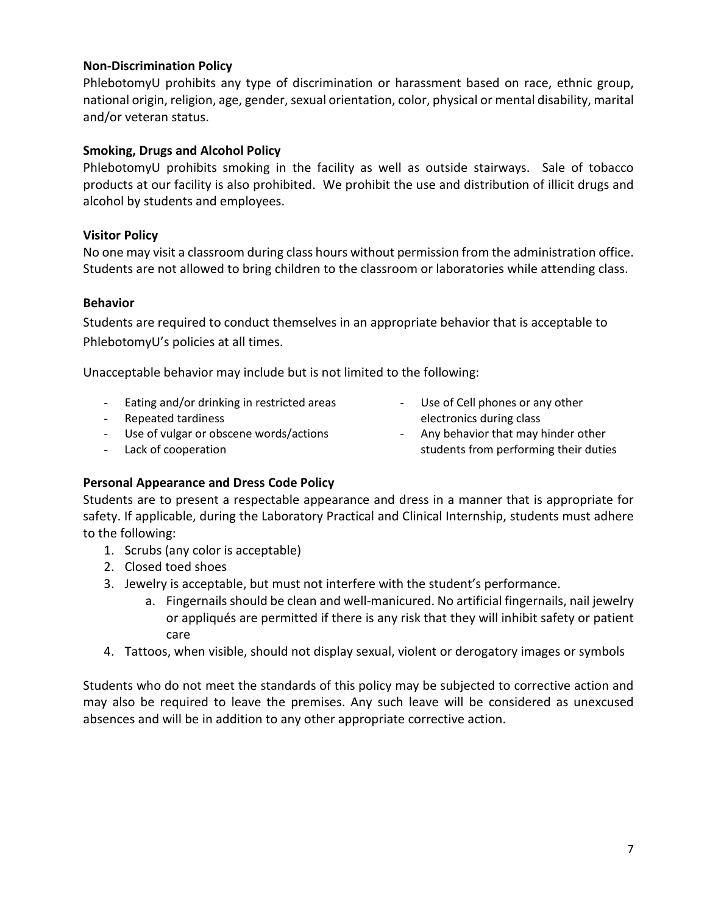**Non-Discrimination Policy**

PhlebotomyU prohibits any type of discrimination or harassment based on race, ethnic group, national origin, religion, age, gender, sexual orientation, color, physical or mental disability, marital and/or veteran status.

**Smoking, Drugs and Alcohol Policy**

PhlebotomyU prohibits smoking in the facility as well as outside stairways. Sale of tobacco products at our facility is also prohibited. We prohibit the use and distribution of illicit drugs and alcohol by students and employees.

**Visitor Policy**

No one may visit a classroom during class hours without permission from the administration office. Students are not allowed to bring children to the classroom or laboratories while attending class.

**Behavior**

Students are required to conduct themselves in an appropriate behavior that is acceptable to PhlebotomyU's policies at all times.

Unacceptable behavior may include but is not limited to the following:

- Eating and/or drinking in restricted areas
- Repeated tardiness
- Use of vulgar or obscene words/actions
- Lack of cooperation
- Use of Cell phones or any other electronics during class
- Any behavior that may hinder other students from performing their duties

**Personal Appearance and Dress Code Policy**

Students are to present a respectable appearance and dress in a manner that is appropriate for safety. If applicable, during the Laboratory Practical and Clinical Internship, students must adhere to the following:

1. Scrubs (any color is acceptable)
2. Closed toed shoes
3. Jewelry is acceptable, but must not interfere with the student's performance.
   a. Fingernails should be clean and well-manicured. No artificial fingernails, nail jewelry or appliqués are permitted if there is any risk that they will inhibit safety or patient care
4. Tattoos, when visible, should not display sexual, violent or derogatory images or symbols

Students who do not meet the standards of this policy may be subjected to corrective action and may also be required to leave the premises. Any such leave will be considered as unexcused absences and will be in addition to any other appropriate corrective action.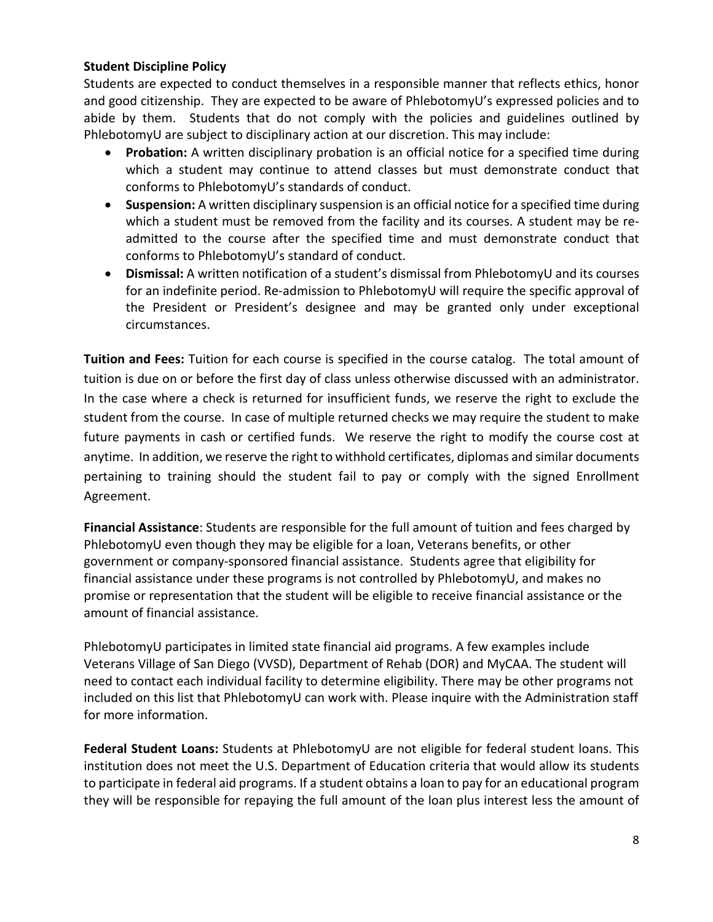**Student Discipline Policy**

Students are expected to conduct themselves in a responsible manner that reflects ethics, honor and good citizenship. They are expected to be aware of PhlebotomyU's expressed policies and to abide by them. Students that do not comply with the policies and guidelines outlined by PhlebotomyU are subject to disciplinary action at our discretion. This may include:

- **Probation:** A written disciplinary probation is an official notice for a specified time during which a student may continue to attend classes but must demonstrate conduct that conforms to PhlebotomyU's standards of conduct.
- **Suspension:** A written disciplinary suspension is an official notice for a specified time during which a student must be removed from the facility and its courses. A student may be re-admitted to the course after the specified time and must demonstrate conduct that conforms to PhlebotomyU's standard of conduct.
- **Dismissal:** A written notification of a student's dismissal from PhlebotomyU and its courses for an indefinite period. Re-admission to PhlebotomyU will require the specific approval of the President or President's designee and may be granted only under exceptional circumstances.

**Tuition and Fees:** Tuition for each course is specified in the course catalog. The total amount of tuition is due on or before the first day of class unless otherwise discussed with an administrator. In the case where a check is returned for insufficient funds, we reserve the right to exclude the student from the course. In case of multiple returned checks we may require the student to make future payments in cash or certified funds. We reserve the right to modify the course cost at anytime. In addition, we reserve the right to withhold certificates, diplomas and similar documents pertaining to training should the student fail to pay or comply with the signed Enrollment Agreement.

**Financial Assistance**: Students are responsible for the full amount of tuition and fees charged by PhlebotomyU even though they may be eligible for a loan, Veterans benefits, or other government or company-sponsored financial assistance. Students agree that eligibility for financial assistance under these programs is not controlled by PhlebotomyU, and makes no promise or representation that the student will be eligible to receive financial assistance or the amount of financial assistance.

PhlebotomyU participates in limited state financial aid programs. A few examples include Veterans Village of San Diego (VVSD), Department of Rehab (DOR) and MyCAA. The student will need to contact each individual facility to determine eligibility. There may be other programs not included on this list that PhlebotomyU can work with. Please inquire with the Administration staff for more information.

**Federal Student Loans:** Students at PhlebotomyU are not eligible for federal student loans. This institution does not meet the U.S. Department of Education criteria that would allow its students to participate in federal aid programs. If a student obtains a loan to pay for an educational program they will be responsible for repaying the full amount of the loan plus interest less the amount of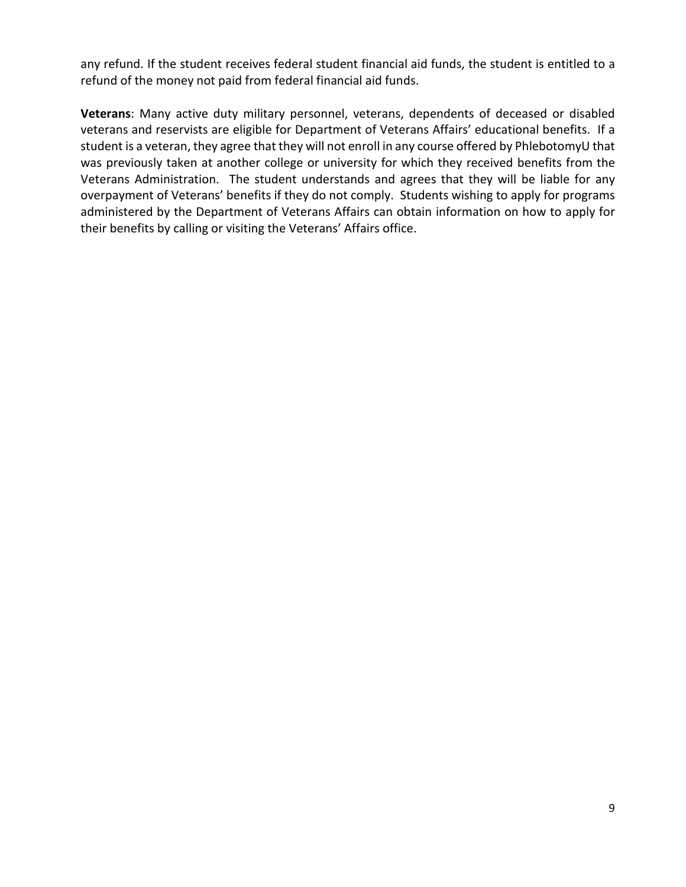any refund. If the student receives federal student financial aid funds, the student is entitled to a refund of the money not paid from federal financial aid funds.

**Veterans**: Many active duty military personnel, veterans, dependents of deceased or disabled veterans and reservists are eligible for Department of Veterans Affairs' educational benefits. If a student is a veteran, they agree that they will not enroll in any course offered by PhlebotomyU that was previously taken at another college or university for which they received benefits from the Veterans Administration. The student understands and agrees that they will be liable for any overpayment of Veterans' benefits if they do not comply. Students wishing to apply for programs administered by the Department of Veterans Affairs can obtain information on how to apply for their benefits by calling or visiting the Veterans' Affairs office.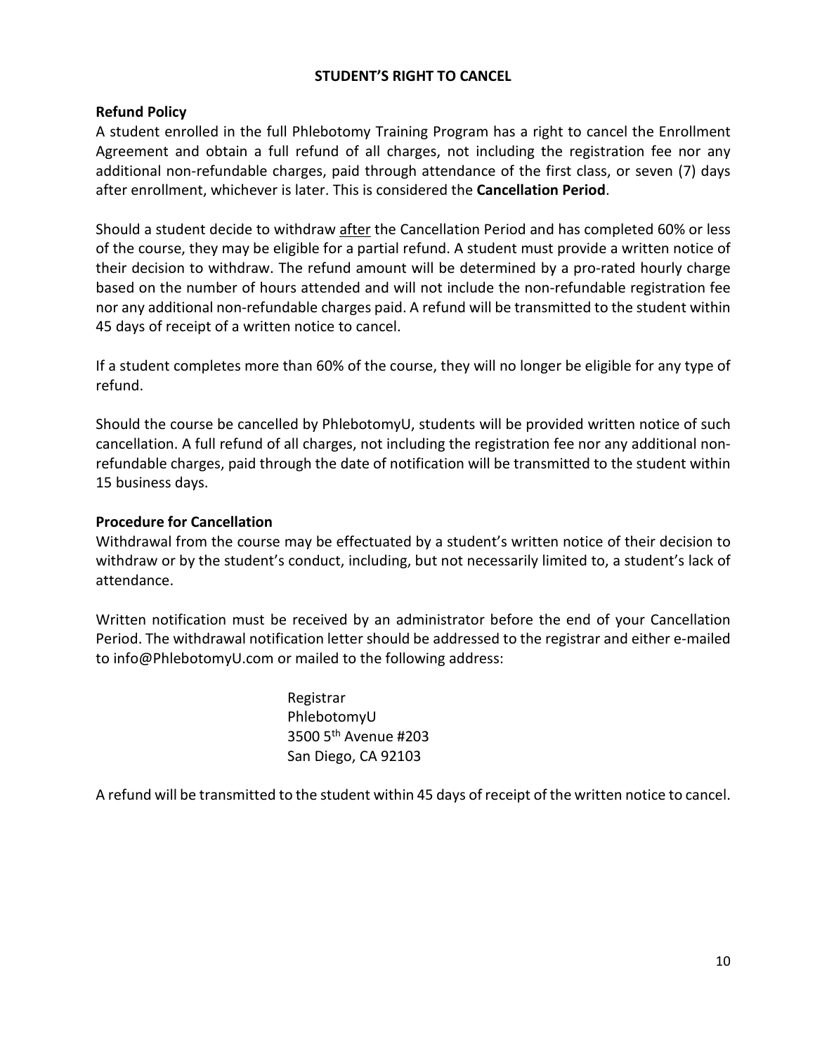## STUDENT'S RIGHT TO CANCEL

### Refund Policy

A student enrolled in the full Phlebotomy Training Program has a right to cancel the Enrollment Agreement and obtain a full refund of all charges, not including the registration fee nor any additional non-refundable charges, paid through attendance of the first class, or seven (7) days after enrollment, whichever is later. This is considered the **Cancellation Period**.

Should a student decide to withdraw <u>after</u> the Cancellation Period and has completed 60% or less of the course, they may be eligible for a partial refund. A student must provide a written notice of their decision to withdraw. The refund amount will be determined by a pro-rated hourly charge based on the number of hours attended and will not include the non-refundable registration fee nor any additional non-refundable charges paid. A refund will be transmitted to the student within 45 days of receipt of a written notice to cancel.

If a student completes more than 60% of the course, they will no longer be eligible for any type of refund.

Should the course be cancelled by PhlebotomyU, students will be provided written notice of such cancellation. A full refund of all charges, not including the registration fee nor any additional non-refundable charges, paid through the date of notification will be transmitted to the student within 15 business days.

### Procedure for Cancellation

Withdrawal from the course may be effectuated by a student's written notice of their decision to withdraw or by the student's conduct, including, but not necessarily limited to, a student's lack of attendance.

Written notification must be received by an administrator before the end of your Cancellation Period. The withdrawal notification letter should be addressed to the registrar and either e-mailed to info@PhlebotomyU.com or mailed to the following address:

Registrar
PhlebotomyU
3500 5th Avenue #203
San Diego, CA 92103

A refund will be transmitted to the student within 45 days of receipt of the written notice to cancel.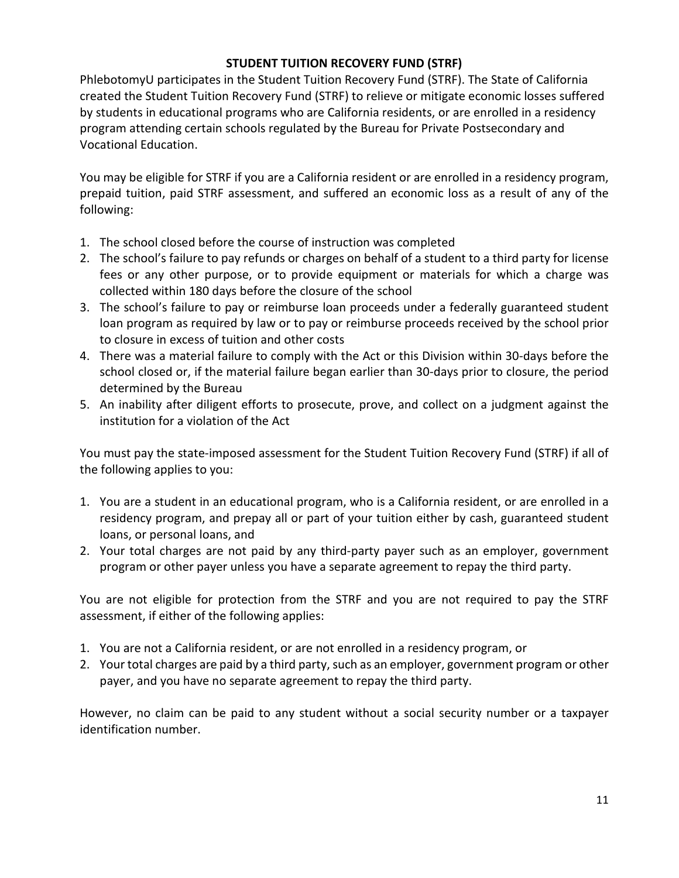## STUDENT TUITION RECOVERY FUND (STRF)

PhlebotomyU participates in the Student Tuition Recovery Fund (STRF). The State of California created the Student Tuition Recovery Fund (STRF) to relieve or mitigate economic losses suffered by students in educational programs who are California residents, or are enrolled in a residency program attending certain schools regulated by the Bureau for Private Postsecondary and Vocational Education.

You may be eligible for STRF if you are a California resident or are enrolled in a residency program, prepaid tuition, paid STRF assessment, and suffered an economic loss as a result of any of the following:

1. The school closed before the course of instruction was completed
2. The school's failure to pay refunds or charges on behalf of a student to a third party for license fees or any other purpose, or to provide equipment or materials for which a charge was collected within 180 days before the closure of the school
3. The school's failure to pay or reimburse loan proceeds under a federally guaranteed student loan program as required by law or to pay or reimburse proceeds received by the school prior to closure in excess of tuition and other costs
4. There was a material failure to comply with the Act or this Division within 30-days before the school closed or, if the material failure began earlier than 30-days prior to closure, the period determined by the Bureau
5. An inability after diligent efforts to prosecute, prove, and collect on a judgment against the institution for a violation of the Act

You must pay the state-imposed assessment for the Student Tuition Recovery Fund (STRF) if all of the following applies to you:

1. You are a student in an educational program, who is a California resident, or are enrolled in a residency program, and prepay all or part of your tuition either by cash, guaranteed student loans, or personal loans, and
2. Your total charges are not paid by any third-party payer such as an employer, government program or other payer unless you have a separate agreement to repay the third party.

You are not eligible for protection from the STRF and you are not required to pay the STRF assessment, if either of the following applies:

1. You are not a California resident, or are not enrolled in a residency program, or
2. Your total charges are paid by a third party, such as an employer, government program or other payer, and you have no separate agreement to repay the third party.

However, no claim can be paid to any student without a social security number or a taxpayer identification number.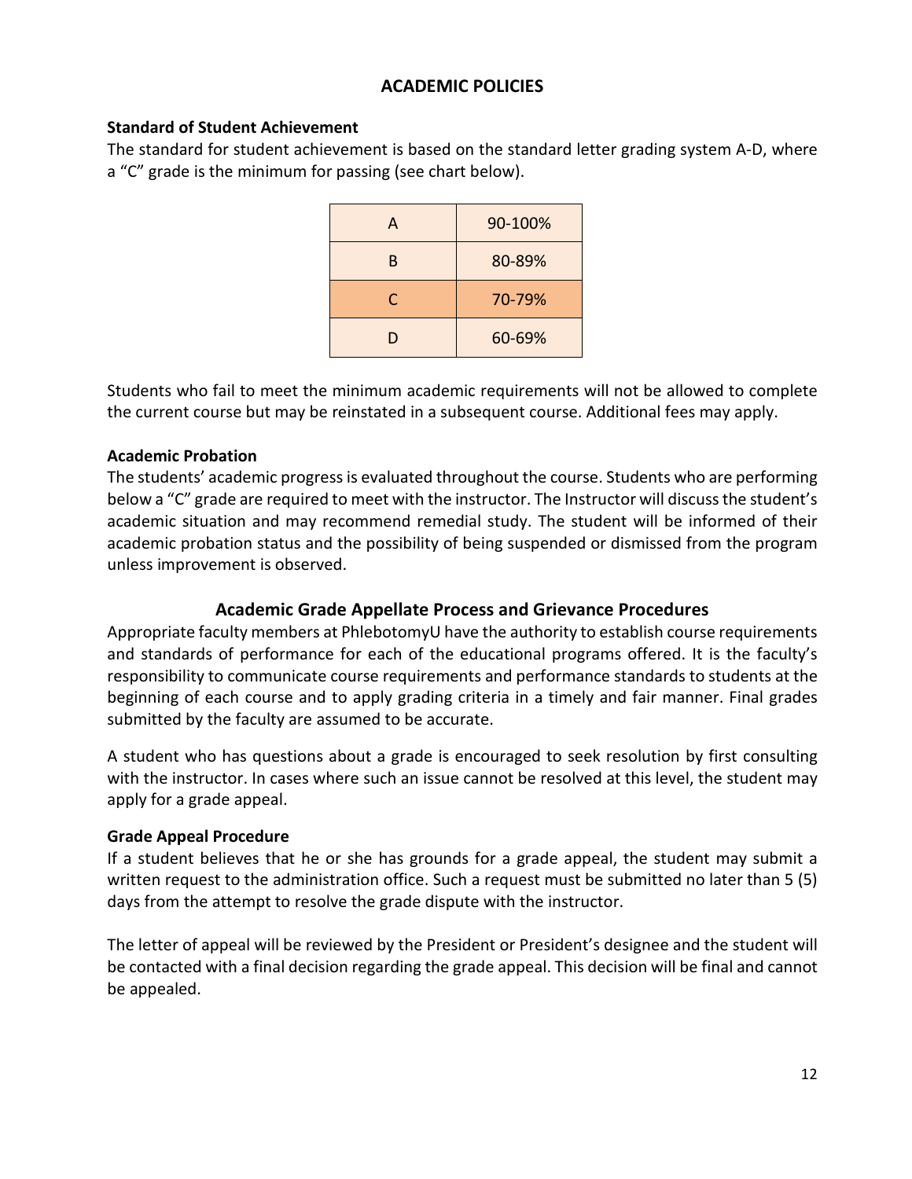# ACADEMIC POLICIES

**Standard of Student Achievement**

The standard for student achievement is based on the standard letter grading system A-D, where a "C" grade is the minimum for passing (see chart below).

| Grade | Percentage |
|---|---|
| A | 90-100% |
| B | 80-89% |
| C | 70-79% |
| D | 60-69% |

Students who fail to meet the minimum academic requirements will not be allowed to complete the current course but may be reinstated in a subsequent course. Additional fees may apply.

**Academic Probation**

The students' academic progress is evaluated throughout the course. Students who are performing below a "C" grade are required to meet with the instructor. The Instructor will discuss the student's academic situation and may recommend remedial study. The student will be informed of their academic probation status and the possibility of being suspended or dismissed from the program unless improvement is observed.

## Academic Grade Appellate Process and Grievance Procedures

Appropriate faculty members at PhlebotomyU have the authority to establish course requirements and standards of performance for each of the educational programs offered. It is the faculty's responsibility to communicate course requirements and performance standards to students at the beginning of each course and to apply grading criteria in a timely and fair manner. Final grades submitted by the faculty are assumed to be accurate.

A student who has questions about a grade is encouraged to seek resolution by first consulting with the instructor. In cases where such an issue cannot be resolved at this level, the student may apply for a grade appeal.

**Grade Appeal Procedure**

If a student believes that he or she has grounds for a grade appeal, the student may submit a written request to the administration office. Such a request must be submitted no later than 5 (5) days from the attempt to resolve the grade dispute with the instructor.

The letter of appeal will be reviewed by the President or President's designee and the student will be contacted with a final decision regarding the grade appeal. This decision will be final and cannot be appealed.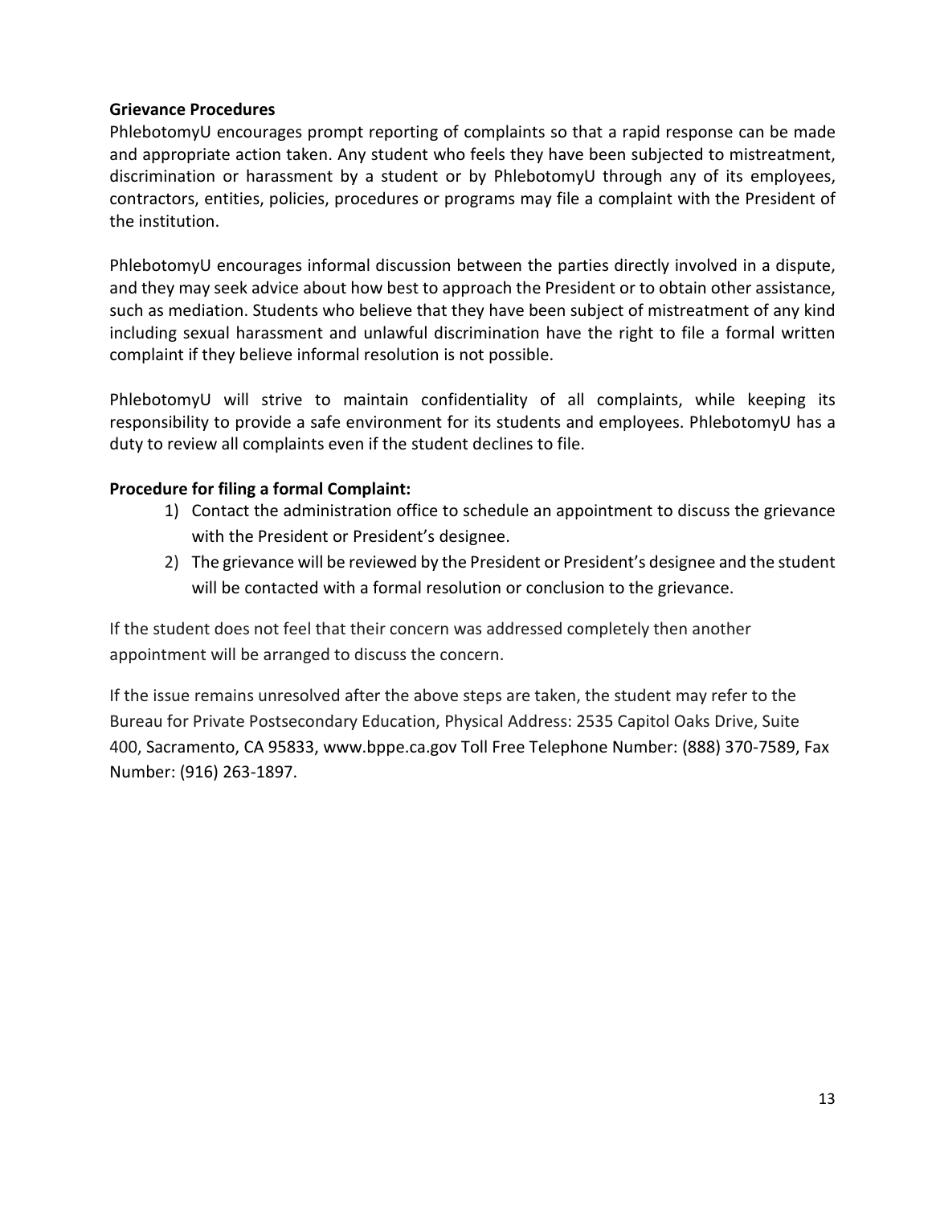**Grievance Procedures**

PhlebotomyU encourages prompt reporting of complaints so that a rapid response can be made and appropriate action taken. Any student who feels they have been subjected to mistreatment, discrimination or harassment by a student or by PhlebotomyU through any of its employees, contractors, entities, policies, procedures or programs may file a complaint with the President of the institution.

PhlebotomyU encourages informal discussion between the parties directly involved in a dispute, and they may seek advice about how best to approach the President or to obtain other assistance, such as mediation. Students who believe that they have been subject of mistreatment of any kind including sexual harassment and unlawful discrimination have the right to file a formal written complaint if they believe informal resolution is not possible.

PhlebotomyU will strive to maintain confidentiality of all complaints, while keeping its responsibility to provide a safe environment for its students and employees. PhlebotomyU has a duty to review all complaints even if the student declines to file.

**Procedure for filing a formal Complaint:**

1) Contact the administration office to schedule an appointment to discuss the grievance with the President or President's designee.
2) The grievance will be reviewed by the President or President's designee and the student will be contacted with a formal resolution or conclusion to the grievance.

If the student does not feel that their concern was addressed completely then another appointment will be arranged to discuss the concern.

If the issue remains unresolved after the above steps are taken, the student may refer to the Bureau for Private Postsecondary Education, Physical Address: 2535 Capitol Oaks Drive, Suite 400, Sacramento, CA 95833, www.bppe.ca.gov Toll Free Telephone Number: (888) 370-7589, Fax Number: (916) 263-1897.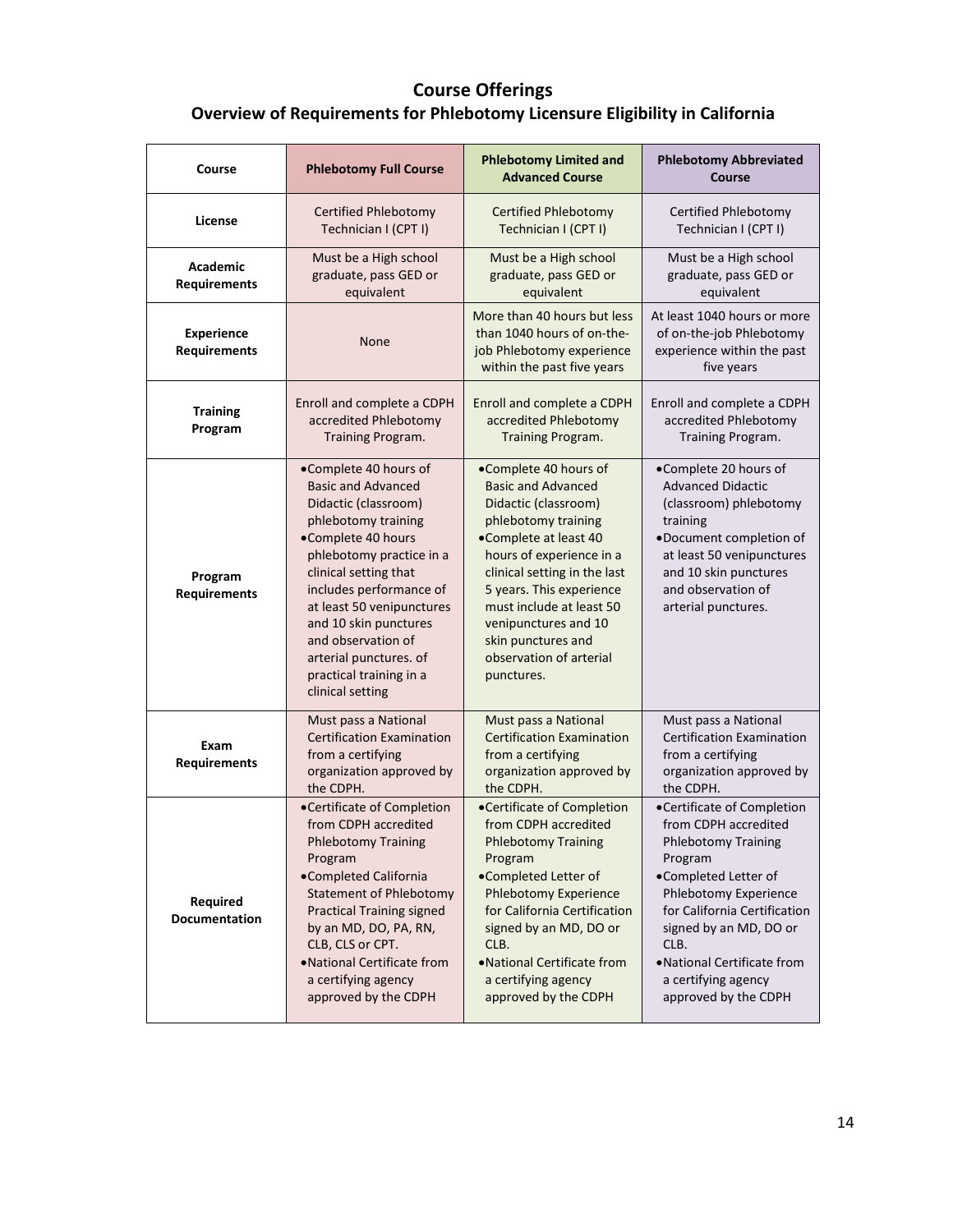# Course Offerings

## Overview of Requirements for Phlebotomy Licensure Eligibility in California

| Course | Phlebotomy Full Course | Phlebotomy Limited and Advanced Course | Phlebotomy Abbreviated Course |
|---|---|---|---|
| **License** | Certified Phlebotomy Technician I (CPT I) | Certified Phlebotomy Technician I (CPT I) | Certified Phlebotomy Technician I (CPT I) |
| **Academic Requirements** | Must be a High school graduate, pass GED or equivalent | Must be a High school graduate, pass GED or equivalent | Must be a High school graduate, pass GED or equivalent |
| **Experience Requirements** | None | More than 40 hours but less than 1040 hours of on-the-job Phlebotomy experience within the past five years | At least 1040 hours or more of on-the-job Phlebotomy experience within the past five years |
| **Training Program** | Enroll and complete a CDPH accredited Phlebotomy Training Program. | Enroll and complete a CDPH accredited Phlebotomy Training Program. | Enroll and complete a CDPH accredited Phlebotomy Training Program. |
| **Program Requirements** | • Complete 40 hours of Basic and Advanced Didactic (classroom) phlebotomy training<br>• Complete 40 hours phlebotomy practice in a clinical setting that includes performance of at least 50 venipunctures and 10 skin punctures and observation of arterial punctures. of practical training in a clinical setting | • Complete 40 hours of Basic and Advanced Didactic (classroom) phlebotomy training<br>• Complete at least 40 hours of experience in a clinical setting in the last 5 years. This experience must include at least 50 venipunctures and 10 skin punctures and observation of arterial punctures. | • Complete 20 hours of Advanced Didactic (classroom) phlebotomy training<br>• Document completion of at least 50 venipunctures and 10 skin punctures and observation of arterial punctures. |
| **Exam Requirements** | Must pass a National Certification Examination from a certifying organization approved by the CDPH. | Must pass a National Certification Examination from a certifying organization approved by the CDPH. | Must pass a National Certification Examination from a certifying organization approved by the CDPH. |
| **Required Documentation** | • Certificate of Completion from CDPH accredited Phlebotomy Training Program<br>• Completed California Statement of Phlebotomy Practical Training signed by an MD, DO, PA, RN, CLB, CLS or CPT.<br>• National Certificate from a certifying agency approved by the CDPH | • Certificate of Completion from CDPH accredited Phlebotomy Training Program<br>• Completed Letter of Phlebotomy Experience for California Certification signed by an MD, DO or CLB.<br>• National Certificate from a certifying agency approved by the CDPH | • Certificate of Completion from CDPH accredited Phlebotomy Training Program<br>• Completed Letter of Phlebotomy Experience for California Certification signed by an MD, DO or CLB.<br>• National Certificate from a certifying agency approved by the CDPH |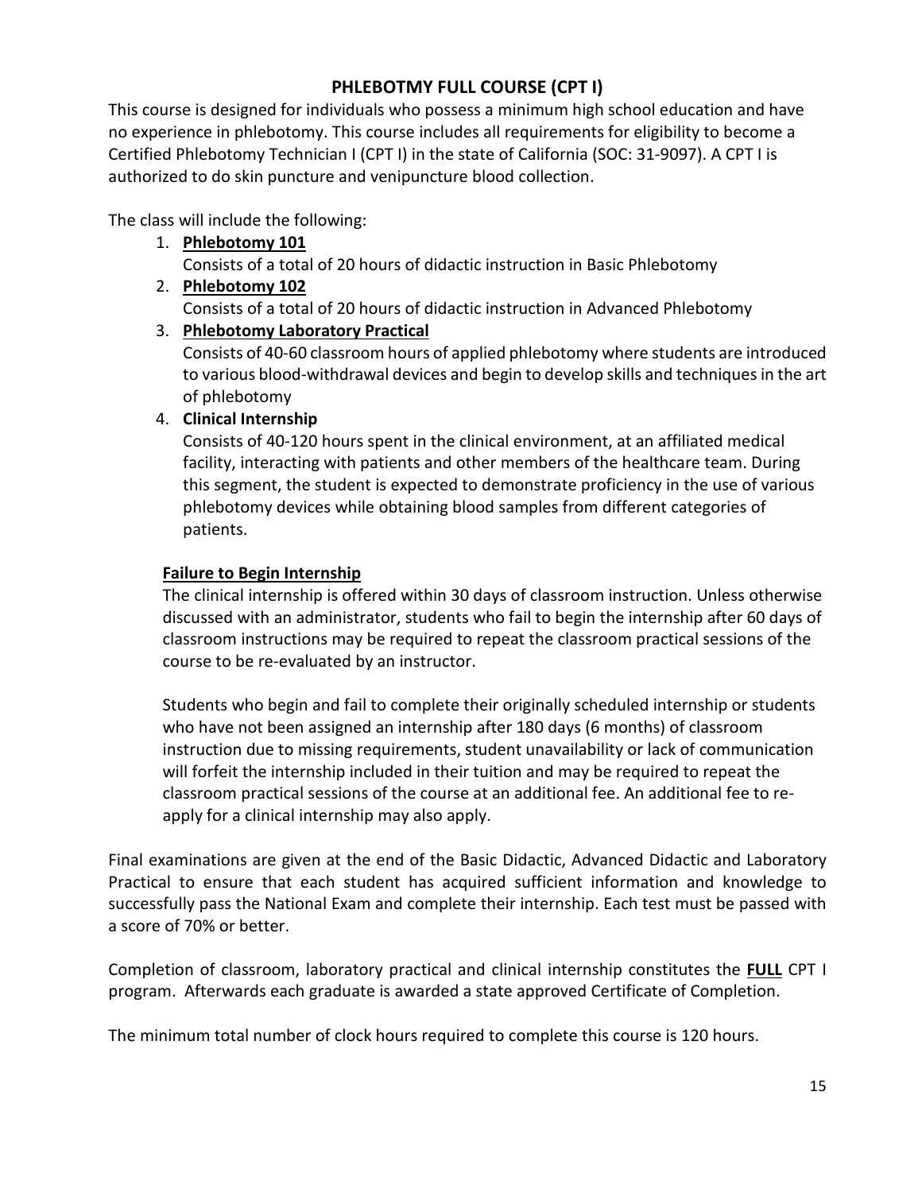# PHLEBOTMY FULL COURSE (CPT I)

This course is designed for individuals who possess a minimum high school education and have no experience in phlebotomy. This course includes all requirements for eligibility to become a Certified Phlebotomy Technician I (CPT I) in the state of California (SOC: 31-9097). A CPT I is authorized to do skin puncture and venipuncture blood collection.

The class will include the following:

1. **Phlebotomy 101**
   Consists of a total of 20 hours of didactic instruction in Basic Phlebotomy
2. **Phlebotomy 102**
   Consists of a total of 20 hours of didactic instruction in Advanced Phlebotomy
3. **Phlebotomy Laboratory Practical**
   Consists of 40-60 classroom hours of applied phlebotomy where students are introduced to various blood-withdrawal devices and begin to develop skills and techniques in the art of phlebotomy
4. **Clinical Internship**
   Consists of 40-120 hours spent in the clinical environment, at an affiliated medical facility, interacting with patients and other members of the healthcare team. During this segment, the student is expected to demonstrate proficiency in the use of various phlebotomy devices while obtaining blood samples from different categories of patients.

   **Failure to Begin Internship**
   The clinical internship is offered within 30 days of classroom instruction. Unless otherwise discussed with an administrator, students who fail to begin the internship after 60 days of classroom instructions may be required to repeat the classroom practical sessions of the course to be re-evaluated by an instructor.

   Students who begin and fail to complete their originally scheduled internship or students who have not been assigned an internship after 180 days (6 months) of classroom instruction due to missing requirements, student unavailability or lack of communication will forfeit the internship included in their tuition and may be required to repeat the classroom practical sessions of the course at an additional fee. An additional fee to re-apply for a clinical internship may also apply.

Final examinations are given at the end of the Basic Didactic, Advanced Didactic and Laboratory Practical to ensure that each student has acquired sufficient information and knowledge to successfully pass the National Exam and complete their internship. Each test must be passed with a score of 70% or better.

Completion of classroom, laboratory practical and clinical internship constitutes the **FULL** CPT I program. Afterwards each graduate is awarded a state approved Certificate of Completion.

The minimum total number of clock hours required to complete this course is 120 hours.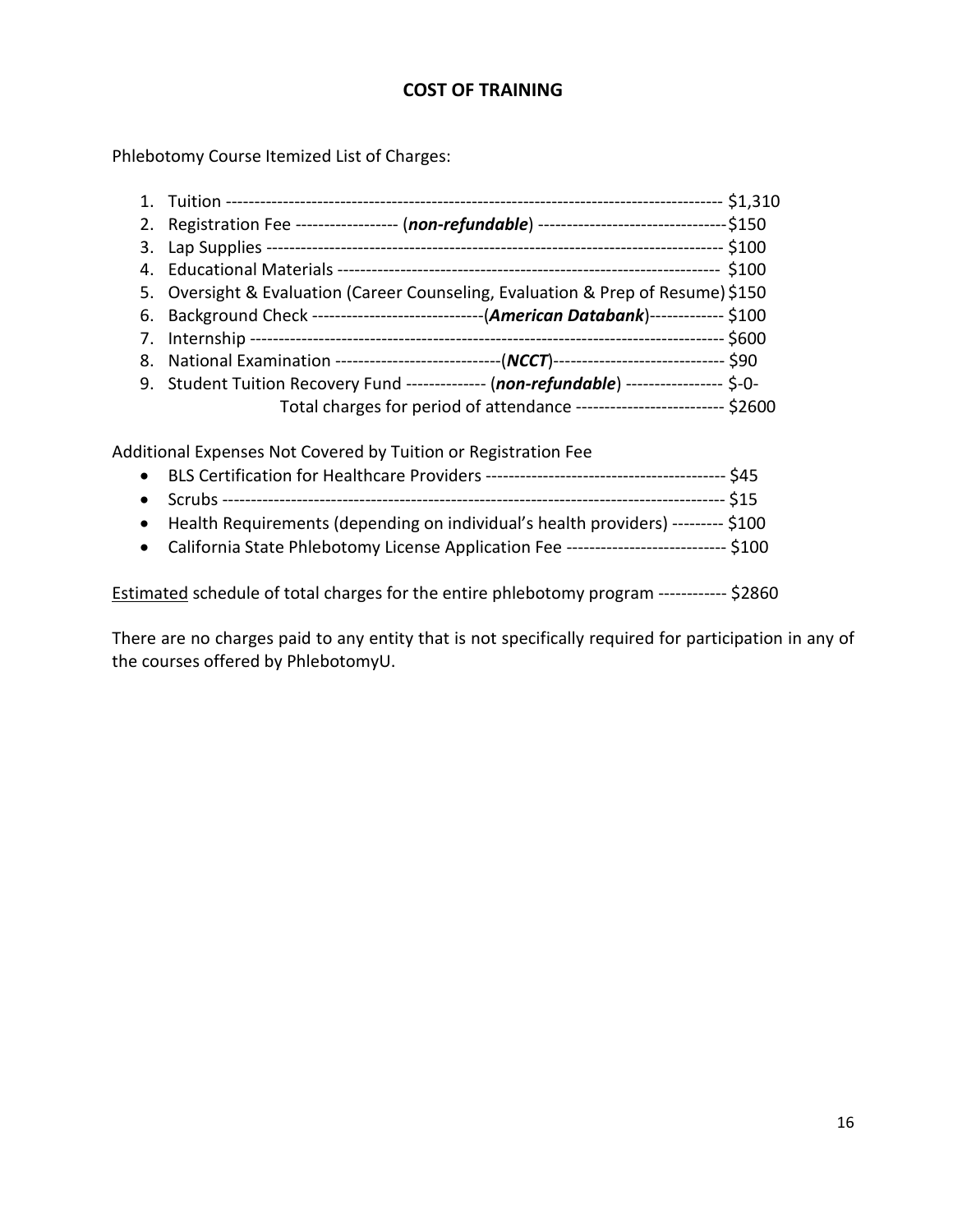# COST OF TRAINING

Phlebotomy Course Itemized List of Charges:

1. Tuition ------------------------------------------------------------------------------------ $1,310
2. Registration Fee ------------------ (***non-refundable***) ---------------------------------$150
3. Lap Supplies ------------------------------------------------------------------------------ $100
4. Educational Materials ------------------------------------------------------------------ $100
5. Oversight & Evaluation (Career Counseling, Evaluation & Prep of Resume) $150
6. Background Check -----------------------------(***American Databank***)------------- $100
7. Internship ---------------------------------------------------------------------------------- $600
8. National Examination ----------------------------(***NCCT***)----------------------------- $90
9. Student Tuition Recovery Fund -------------- (***non-refundable***) ----------------- $-0-

   Total charges for period of attendance -------------------------- $2600

Additional Expenses Not Covered by Tuition or Registration Fee

- BLS Certification for Healthcare Providers ----------------------------------------- $45
- Scrubs ---------------------------------------------------------------------------------- $15
- Health Requirements (depending on individual's health providers) --------- $100
- California State Phlebotomy License Application Fee ---------------------------- $100

<u>Estimated</u> schedule of total charges for the entire phlebotomy program ------------ $2860

There are no charges paid to any entity that is not specifically required for participation in any of the courses offered by PhlebotomyU.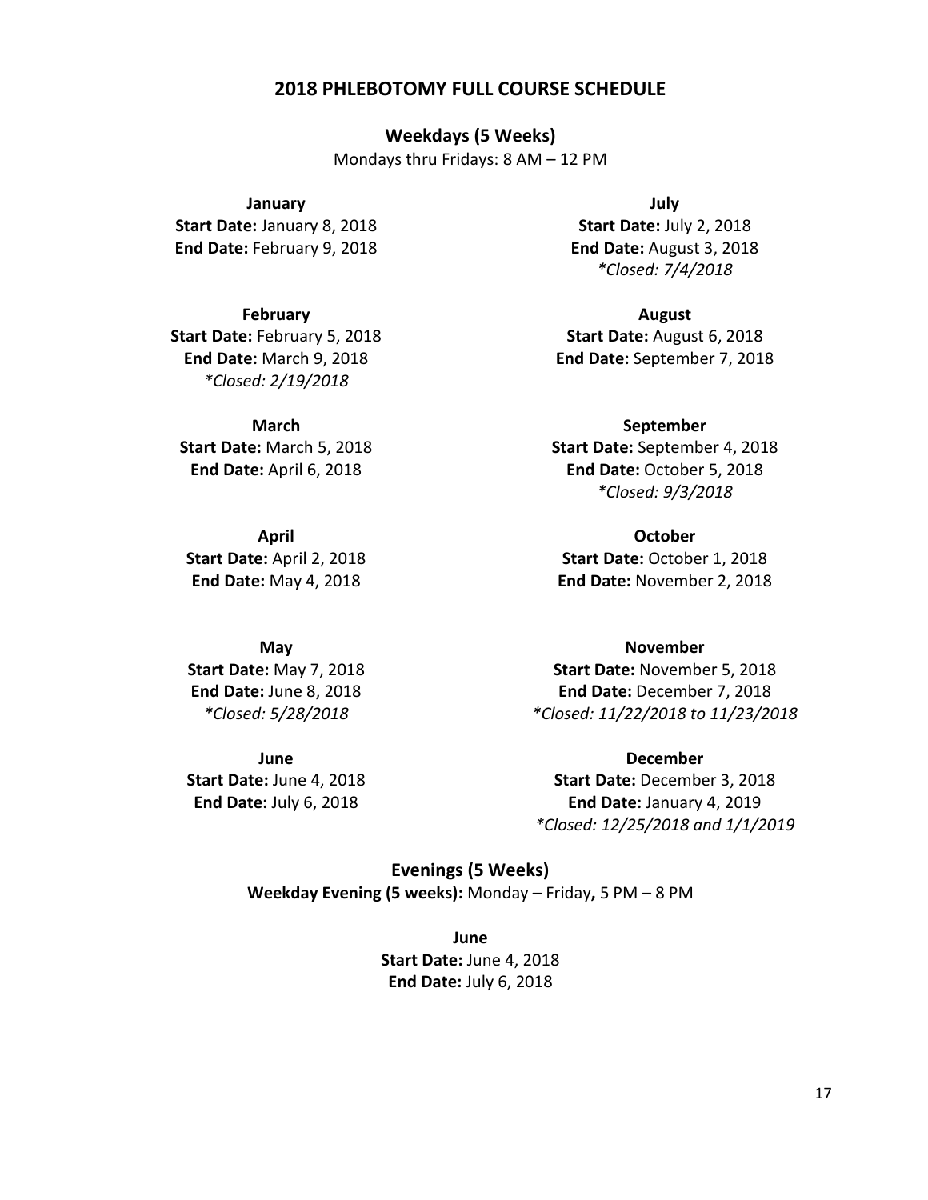# 2018 PHLEBOTOMY FULL COURSE SCHEDULE

## Weekdays (5 Weeks)

Mondays thru Fridays: 8 AM – 12 PM

**January**
**Start Date:** January 8, 2018
**End Date:** February 9, 2018

**February**
**Start Date:** February 5, 2018
**End Date:** March 9, 2018
*\*Closed: 2/19/2018*

**March**
**Start Date:** March 5, 2018
**End Date:** April 6, 2018

**April**
**Start Date:** April 2, 2018
**End Date:** May 4, 2018

**May**
**Start Date:** May 7, 2018
**End Date:** June 8, 2018
*\*Closed: 5/28/2018*

**June**
**Start Date:** June 4, 2018
**End Date:** July 6, 2018

**July**
**Start Date:** July 2, 2018
**End Date:** August 3, 2018
*\*Closed: 7/4/2018*

**August**
**Start Date:** August 6, 2018
**End Date:** September 7, 2018

**September**
**Start Date:** September 4, 2018
**End Date:** October 5, 2018
*\*Closed: 9/3/2018*

**October**
**Start Date:** October 1, 2018
**End Date:** November 2, 2018

**November**
**Start Date:** November 5, 2018
**End Date:** December 7, 2018
*\*Closed: 11/22/2018 to 11/23/2018*

**December**
**Start Date:** December 3, 2018
**End Date:** January 4, 2019
*\*Closed: 12/25/2018 and 1/1/2019*

## Evenings (5 Weeks)

**Weekday Evening (5 weeks):** Monday – Friday**,** 5 PM – 8 PM

**June**
**Start Date:** June 4, 2018
**End Date:** July 6, 2018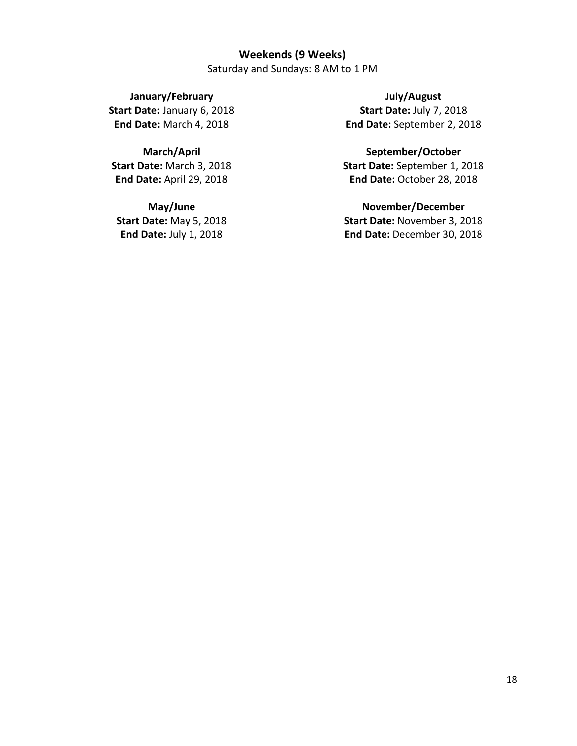## Weekends (9 Weeks)

Saturday and Sundays: 8 AM to 1 PM

**January/February**
**Start Date:** January 6, 2018
**End Date:** March 4, 2018

**March/April**
**Start Date:** March 3, 2018
**End Date:** April 29, 2018

**May/June**
**Start Date:** May 5, 2018
**End Date:** July 1, 2018

**July/August**
**Start Date:** July 7, 2018
**End Date:** September 2, 2018

**September/October**
**Start Date:** September 1, 2018
**End Date:** October 28, 2018

**November/December**
**Start Date:** November 3, 2018
**End Date:** December 30, 2018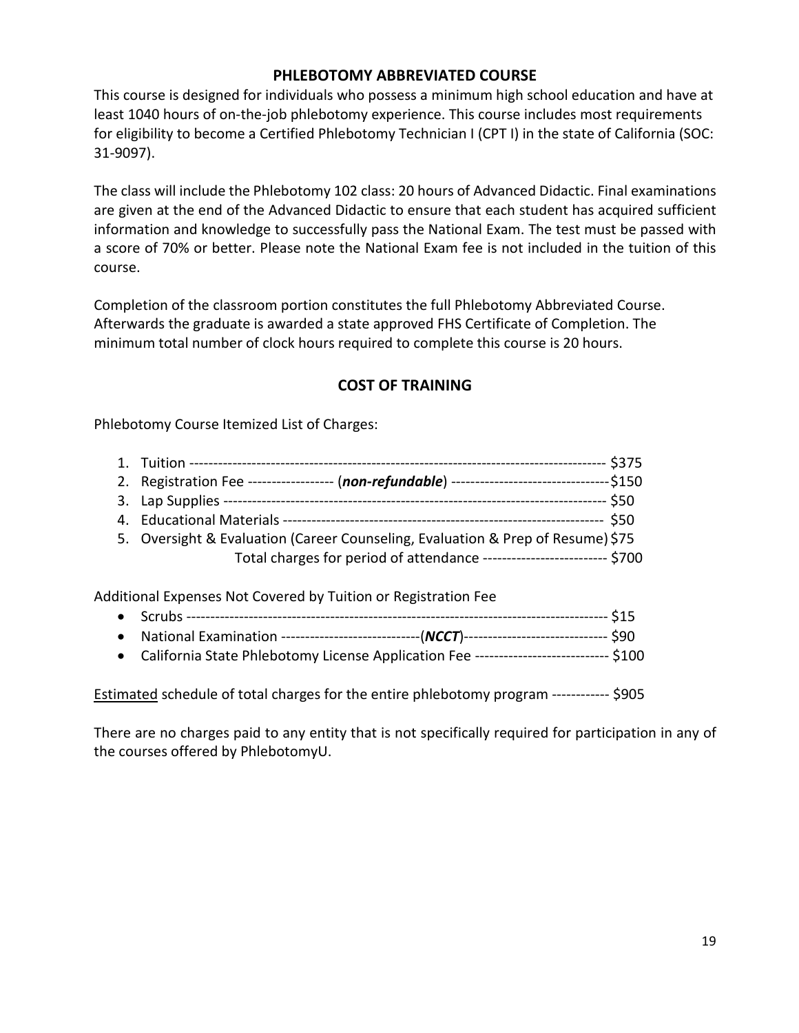## PHLEBOTOMY ABBREVIATED COURSE

This course is designed for individuals who possess a minimum high school education and have at least 1040 hours of on-the-job phlebotomy experience. This course includes most requirements for eligibility to become a Certified Phlebotomy Technician I (CPT I) in the state of California (SOC: 31-9097).

The class will include the Phlebotomy 102 class: 20 hours of Advanced Didactic. Final examinations are given at the end of the Advanced Didactic to ensure that each student has acquired sufficient information and knowledge to successfully pass the National Exam. The test must be passed with a score of 70% or better. Please note the National Exam fee is not included in the tuition of this course.

Completion of the classroom portion constitutes the full Phlebotomy Abbreviated Course. Afterwards the graduate is awarded a state approved FHS Certificate of Completion. The minimum total number of clock hours required to complete this course is 20 hours.

## COST OF TRAINING

Phlebotomy Course Itemized List of Charges:

1. Tuition ---------------------------------------------------------------------------------------- $375
2. Registration Fee ------------------ (***non-refundable***) ---------------------------------$150
3. Lap Supplies -------------------------------------------------------------------------------- $50
4. Educational Materials ------------------------------------------------------------------- $50
5. Oversight & Evaluation (Career Counseling, Evaluation & Prep of Resume) $75

Total charges for period of attendance -------------------------- $700

Additional Expenses Not Covered by Tuition or Registration Fee

- Scrubs ------------------------------------------------------------------------------------- $15
- National Examination -----------------------------(***NCCT***)------------------------------ $90
- California State Phlebotomy License Application Fee ---------------------------- $100

Estimated schedule of total charges for the entire phlebotomy program ------------ $905

There are no charges paid to any entity that is not specifically required for participation in any of the courses offered by PhlebotomyU.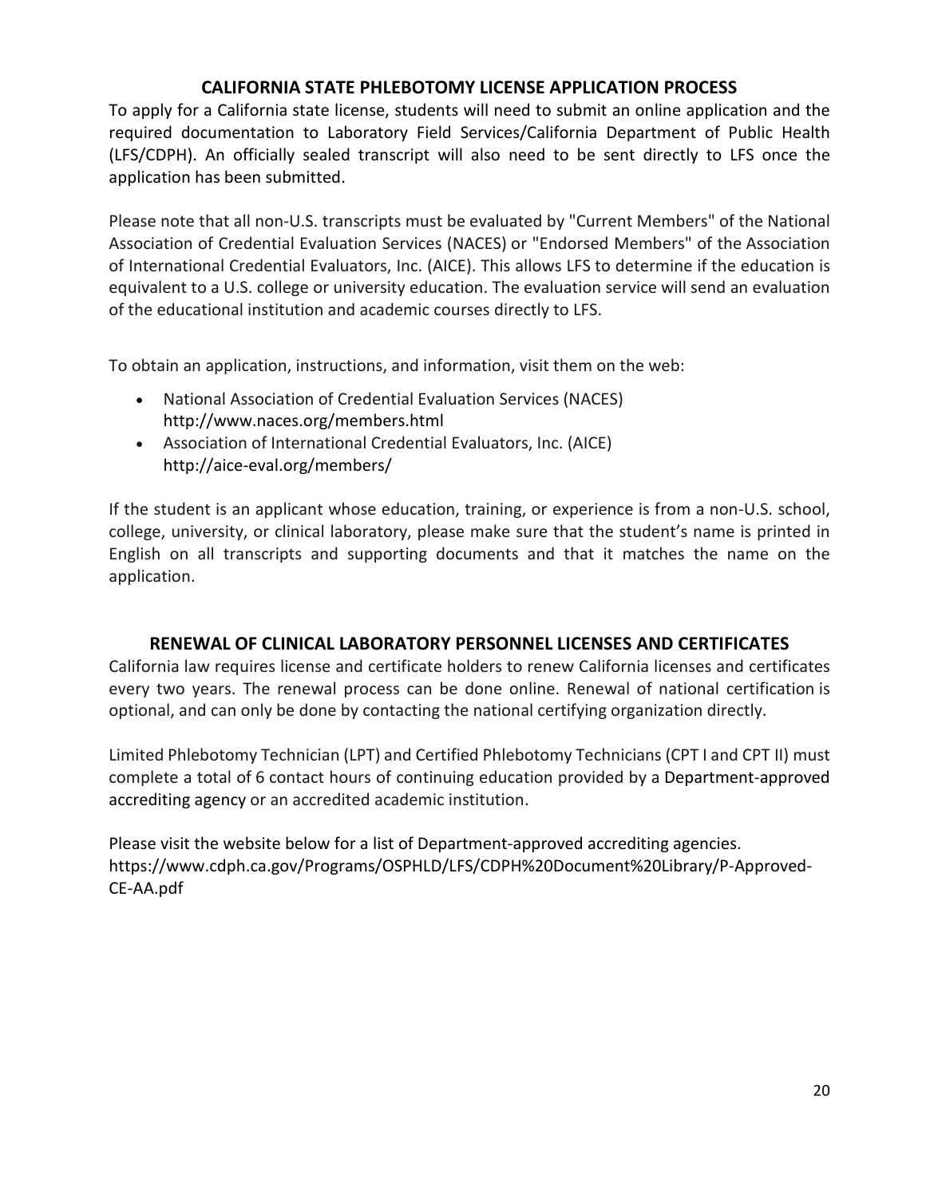## CALIFORNIA STATE PHLEBOTOMY LICENSE APPLICATION PROCESS

To apply for a California state license, students will need to submit an online application and the required documentation to Laboratory Field Services/California Department of Public Health (LFS/CDPH). An officially sealed transcript will also need to be sent directly to LFS once the application has been submitted.

Please note that all non-U.S. transcripts must be evaluated by "Current Members" of the National Association of Credential Evaluation Services (NACES) or "Endorsed Members" of the Association of International Credential Evaluators, Inc. (AICE). This allows LFS to determine if the education is equivalent to a U.S. college or university education. The evaluation service will send an evaluation of the educational institution and academic courses directly to LFS.

To obtain an application, instructions, and information, visit them on the web:

- National Association of Credential Evaluation Services (NACES) http://www.naces.org/members.html
- Association of International Credential Evaluators, Inc. (AICE) http://aice-eval.org/members/

If the student is an applicant whose education, training, or experience is from a non-U.S. school, college, university, or clinical laboratory, please make sure that the student's name is printed in English on all transcripts and supporting documents and that it matches the name on the application.

## RENEWAL OF CLINICAL LABORATORY PERSONNEL LICENSES AND CERTIFICATES

California law requires license and certificate holders to renew California licenses and certificates every two years. The renewal process can be done online. Renewal of national certification is optional, and can only be done by contacting the national certifying organization directly.

Limited Phlebotomy Technician (LPT) and Certified Phlebotomy Technicians (CPT I and CPT II) must complete a total of 6 contact hours of continuing education provided by a Department-approved accrediting agency or an accredited academic institution.

Please visit the website below for a list of Department-approved accrediting agencies.
https://www.cdph.ca.gov/Programs/OSPHLD/LFS/CDPH%20Document%20Library/P-Approved-CE-AA.pdf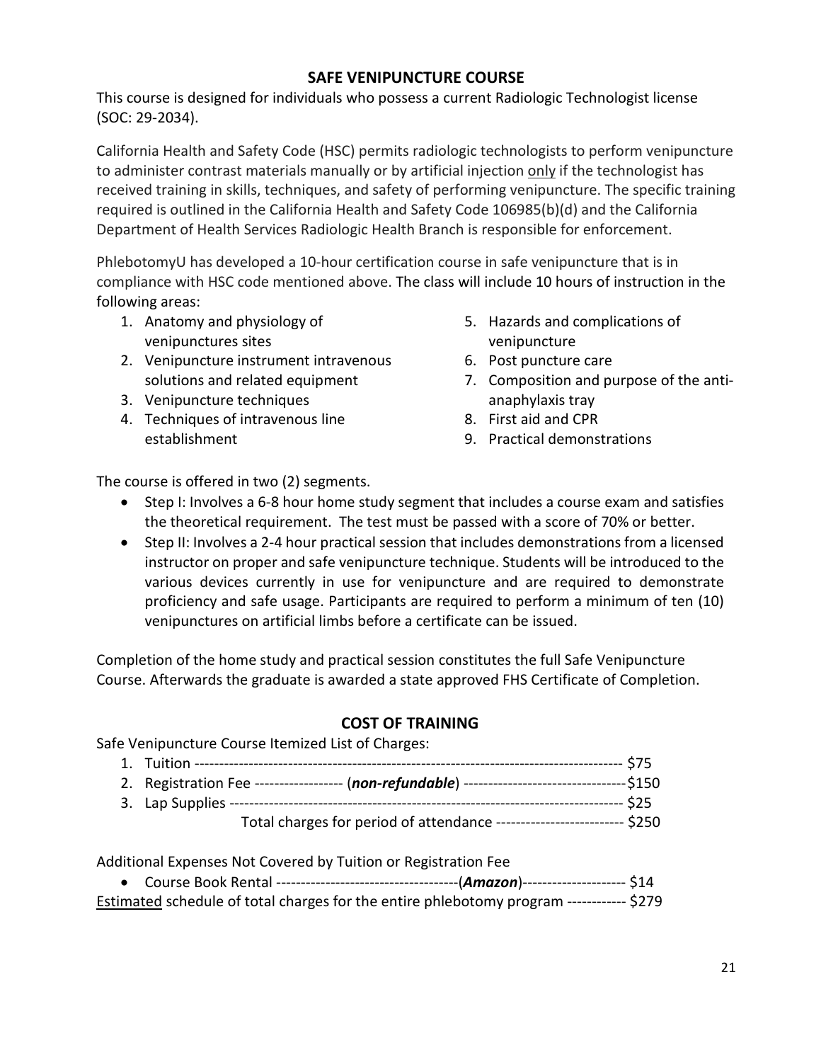## SAFE VENIPUNCTURE COURSE

This course is designed for individuals who possess a current Radiologic Technologist license (SOC: 29-2034).

California Health and Safety Code (HSC) permits radiologic technologists to perform venipuncture to administer contrast materials manually or by artificial injection only if the technologist has received training in skills, techniques, and safety of performing venipuncture. The specific training required is outlined in the California Health and Safety Code 106985(b)(d) and the California Department of Health Services Radiologic Health Branch is responsible for enforcement.

PhlebotomyU has developed a 10-hour certification course in safe venipuncture that is in compliance with HSC code mentioned above. The class will include 10 hours of instruction in the following areas:

1. Anatomy and physiology of venipunctures sites
2. Venipuncture instrument intravenous solutions and related equipment
3. Venipuncture techniques
4. Techniques of intravenous line establishment
5. Hazards and complications of venipuncture
6. Post puncture care
7. Composition and purpose of the anti-anaphylaxis tray
8. First aid and CPR
9. Practical demonstrations

The course is offered in two (2) segments.

- Step I: Involves a 6-8 hour home study segment that includes a course exam and satisfies the theoretical requirement. The test must be passed with a score of 70% or better.
- Step II: Involves a 2-4 hour practical session that includes demonstrations from a licensed instructor on proper and safe venipuncture technique. Students will be introduced to the various devices currently in use for venipuncture and are required to demonstrate proficiency and safe usage. Participants are required to perform a minimum of ten (10) venipunctures on artificial limbs before a certificate can be issued.

Completion of the home study and practical session constitutes the full Safe Venipuncture Course. Afterwards the graduate is awarded a state approved FHS Certificate of Completion.

## COST OF TRAINING

Safe Venipuncture Course Itemized List of Charges:

1. Tuition ------------------------------------------------------------------------------------ $75
2. Registration Fee ------------------ (***non-refundable***) ---------------------------------$150
3. Lap Supplies ------------------------------------------------------------------------------- $25

Total charges for period of attendance -------------------------- $250

Additional Expenses Not Covered by Tuition or Registration Fee

- Course Book Rental -------------------------------------(***Amazon***)--------------------- $14

Estimated schedule of total charges for the entire phlebotomy program ------------ $279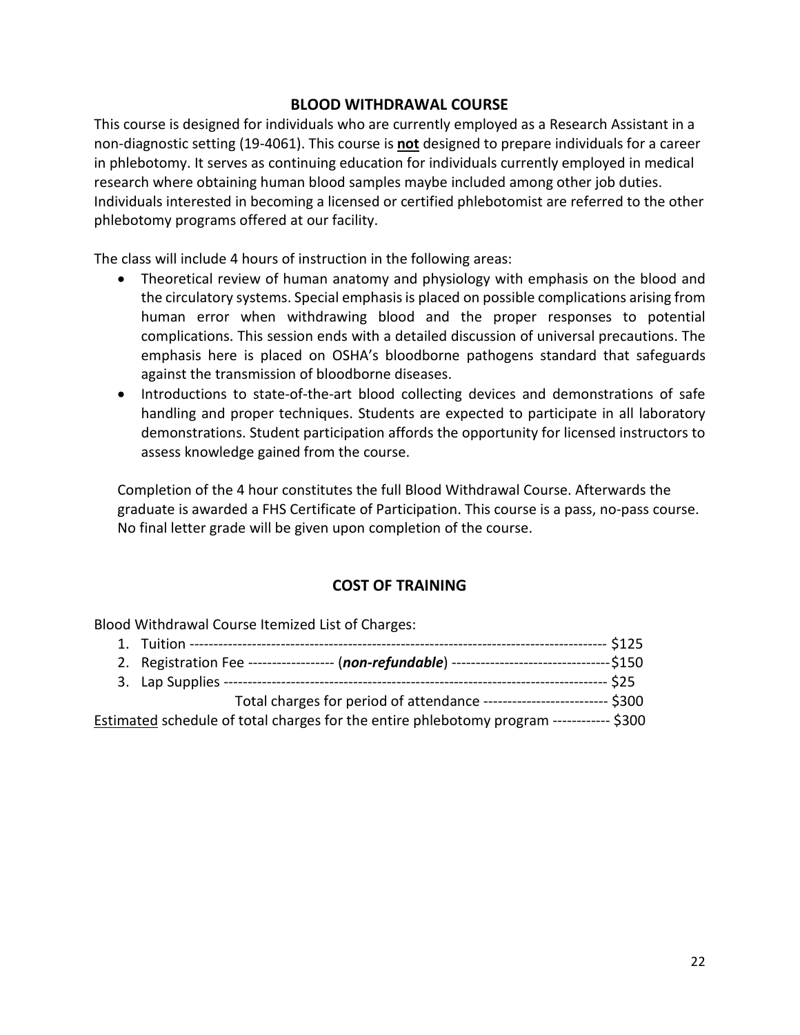## BLOOD WITHDRAWAL COURSE

This course is designed for individuals who are currently employed as a Research Assistant in a non-diagnostic setting (19-4061). This course is **not** designed to prepare individuals for a career in phlebotomy. It serves as continuing education for individuals currently employed in medical research where obtaining human blood samples maybe included among other job duties. Individuals interested in becoming a licensed or certified phlebotomist are referred to the other phlebotomy programs offered at our facility.

The class will include 4 hours of instruction in the following areas:

- Theoretical review of human anatomy and physiology with emphasis on the blood and the circulatory systems. Special emphasis is placed on possible complications arising from human error when withdrawing blood and the proper responses to potential complications. This session ends with a detailed discussion of universal precautions. The emphasis here is placed on OSHA's bloodborne pathogens standard that safeguards against the transmission of bloodborne diseases.
- Introductions to state-of-the-art blood collecting devices and demonstrations of safe handling and proper techniques. Students are expected to participate in all laboratory demonstrations. Student participation affords the opportunity for licensed instructors to assess knowledge gained from the course.

Completion of the 4 hour constitutes the full Blood Withdrawal Course. Afterwards the graduate is awarded a FHS Certificate of Participation. This course is a pass, no-pass course. No final letter grade will be given upon completion of the course.

## COST OF TRAINING

Blood Withdrawal Course Itemized List of Charges:

1. Tuition ---------------------------------------------------------------------------------------- $125
2. Registration Fee ------------------ (***non-refundable***) ---------------------------------$150
3. Lap Supplies ----------------------------------------------------------------------------- $25

Total charges for period of attendance -------------------------- $300

<u>Estimated</u> schedule of total charges for the entire phlebotomy program ------------ $300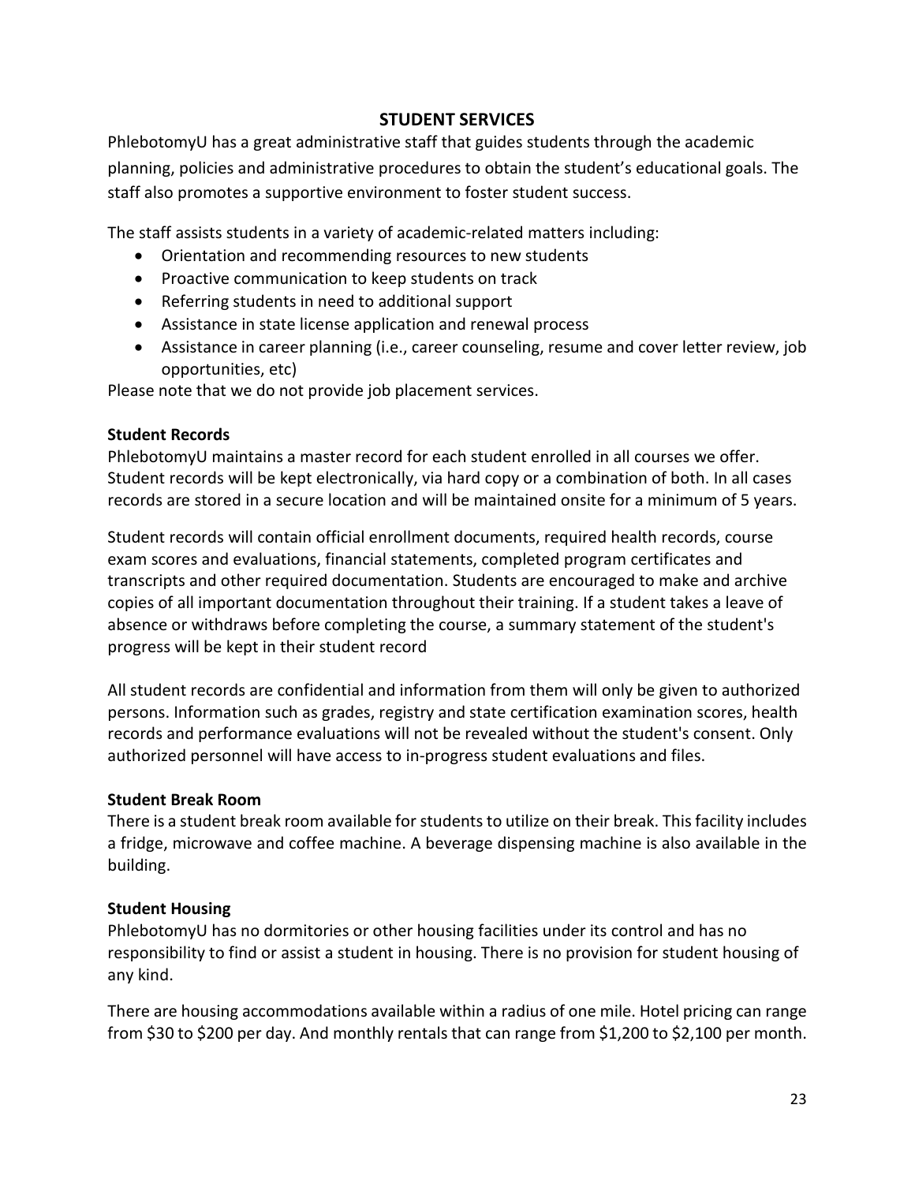## STUDENT SERVICES

PhlebotomyU has a great administrative staff that guides students through the academic planning, policies and administrative procedures to obtain the student's educational goals. The staff also promotes a supportive environment to foster student success.

The staff assists students in a variety of academic-related matters including:

- Orientation and recommending resources to new students
- Proactive communication to keep students on track
- Referring students in need to additional support
- Assistance in state license application and renewal process
- Assistance in career planning (i.e., career counseling, resume and cover letter review, job opportunities, etc)

Please note that we do not provide job placement services.

### Student Records

PhlebotomyU maintains a master record for each student enrolled in all courses we offer. Student records will be kept electronically, via hard copy or a combination of both. In all cases records are stored in a secure location and will be maintained onsite for a minimum of 5 years.

Student records will contain official enrollment documents, required health records, course exam scores and evaluations, financial statements, completed program certificates and transcripts and other required documentation. Students are encouraged to make and archive copies of all important documentation throughout their training. If a student takes a leave of absence or withdraws before completing the course, a summary statement of the student's progress will be kept in their student record

All student records are confidential and information from them will only be given to authorized persons. Information such as grades, registry and state certification examination scores, health records and performance evaluations will not be revealed without the student's consent. Only authorized personnel will have access to in-progress student evaluations and files.

### Student Break Room

There is a student break room available for students to utilize on their break. This facility includes a fridge, microwave and coffee machine. A beverage dispensing machine is also available in the building.

### Student Housing

PhlebotomyU has no dormitories or other housing facilities under its control and has no responsibility to find or assist a student in housing. There is no provision for student housing of any kind.

There are housing accommodations available within a radius of one mile. Hotel pricing can range from $30 to $200 per day. And monthly rentals that can range from $1,200 to $2,100 per month.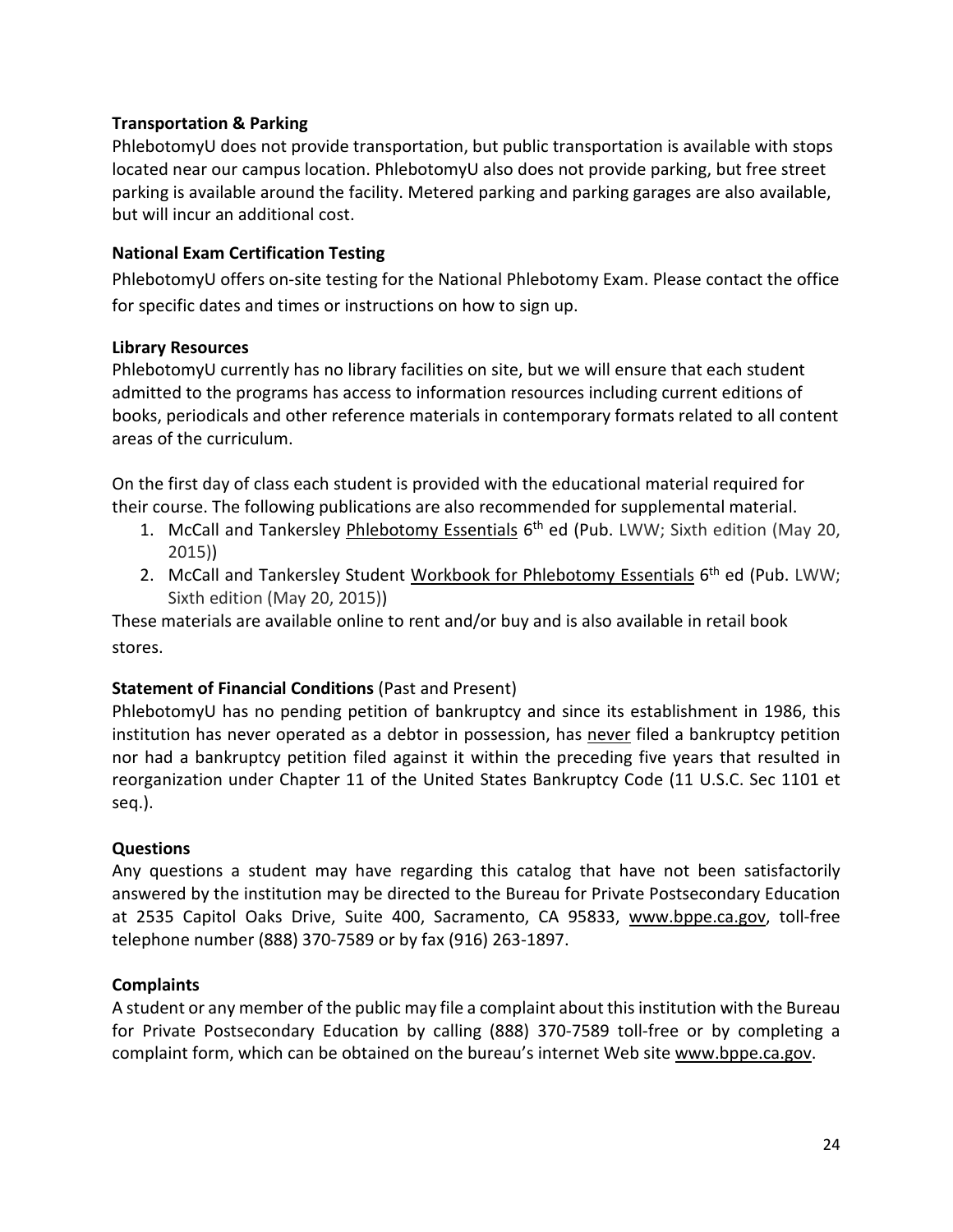**Transportation & Parking**

PhlebotomyU does not provide transportation, but public transportation is available with stops located near our campus location. PhlebotomyU also does not provide parking, but free street parking is available around the facility. Metered parking and parking garages are also available, but will incur an additional cost.

**National Exam Certification Testing**

PhlebotomyU offers on-site testing for the National Phlebotomy Exam. Please contact the office for specific dates and times or instructions on how to sign up.

**Library Resources**

PhlebotomyU currently has no library facilities on site, but we will ensure that each student admitted to the programs has access to information resources including current editions of books, periodicals and other reference materials in contemporary formats related to all content areas of the curriculum.

On the first day of class each student is provided with the educational material required for their course. The following publications are also recommended for supplemental material.

1. McCall and Tankersley Phlebotomy Essentials 6th ed (Pub. LWW; Sixth edition (May 20, 2015))
2. McCall and Tankersley Student Workbook for Phlebotomy Essentials 6th ed (Pub. LWW; Sixth edition (May 20, 2015))

These materials are available online to rent and/or buy and is also available in retail book stores.

**Statement of Financial Conditions** (Past and Present)

PhlebotomyU has no pending petition of bankruptcy and since its establishment in 1986, this institution has never operated as a debtor in possession, has never filed a bankruptcy petition nor had a bankruptcy petition filed against it within the preceding five years that resulted in reorganization under Chapter 11 of the United States Bankruptcy Code (11 U.S.C. Sec 1101 et seq.).

**Questions**

Any questions a student may have regarding this catalog that have not been satisfactorily answered by the institution may be directed to the Bureau for Private Postsecondary Education at 2535 Capitol Oaks Drive, Suite 400, Sacramento, CA 95833, www.bppe.ca.gov, toll-free telephone number (888) 370-7589 or by fax (916) 263-1897.

**Complaints**

A student or any member of the public may file a complaint about this institution with the Bureau for Private Postsecondary Education by calling (888) 370-7589 toll-free or by completing a complaint form, which can be obtained on the bureau's internet Web site www.bppe.ca.gov.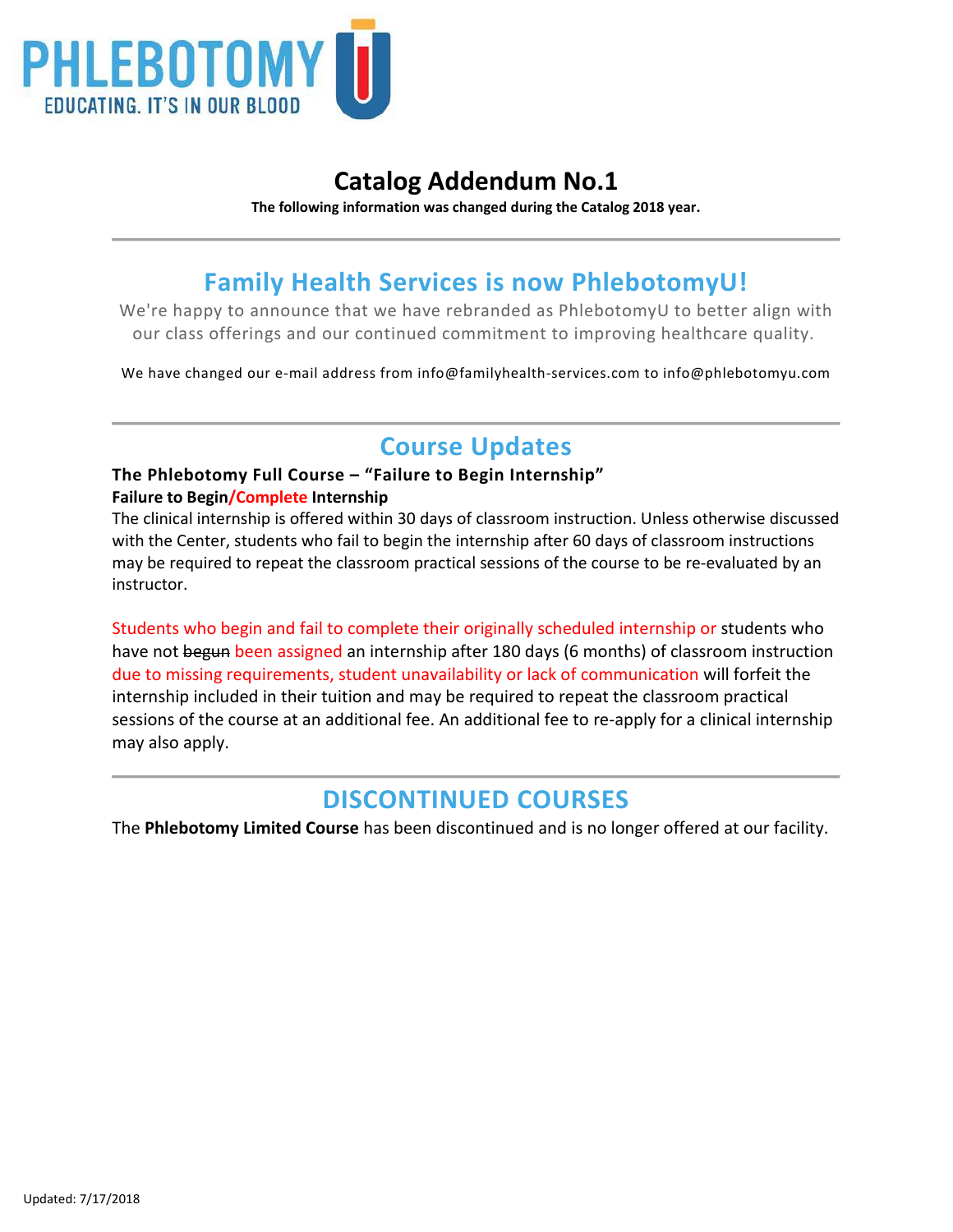PHLEBOTOMY U
EDUCATING. IT'S IN OUR BLOOD

# Catalog Addendum No.1

**The following information was changed during the Catalog 2018 year.**

---

## Family Health Services is now PhlebotomyU!

We're happy to announce that we have rebranded as PhlebotomyU to better align with our class offerings and our continued commitment to improving healthcare quality.

We have changed our e-mail address from info@familyhealth-services.com to info@phlebotomyu.com

---

## Course Updates

**The Phlebotomy Full Course – "Failure to Begin Internship"**

**Failure to Begin/Complete Internship**

The clinical internship is offered within 30 days of classroom instruction. Unless otherwise discussed with the Center, students who fail to begin the internship after 60 days of classroom instructions may be required to repeat the classroom practical sessions of the course to be re-evaluated by an instructor.

Students who begin and fail to complete their originally scheduled internship or students who have not ~~begun~~ been assigned an internship after 180 days (6 months) of classroom instruction due to missing requirements, student unavailability or lack of communication will forfeit the internship included in their tuition and may be required to repeat the classroom practical sessions of the course at an additional fee. An additional fee to re-apply for a clinical internship may also apply.

---

## DISCONTINUED COURSES

The **Phlebotomy Limited Course** has been discontinued and is no longer offered at our facility.

Updated: 7/17/2018